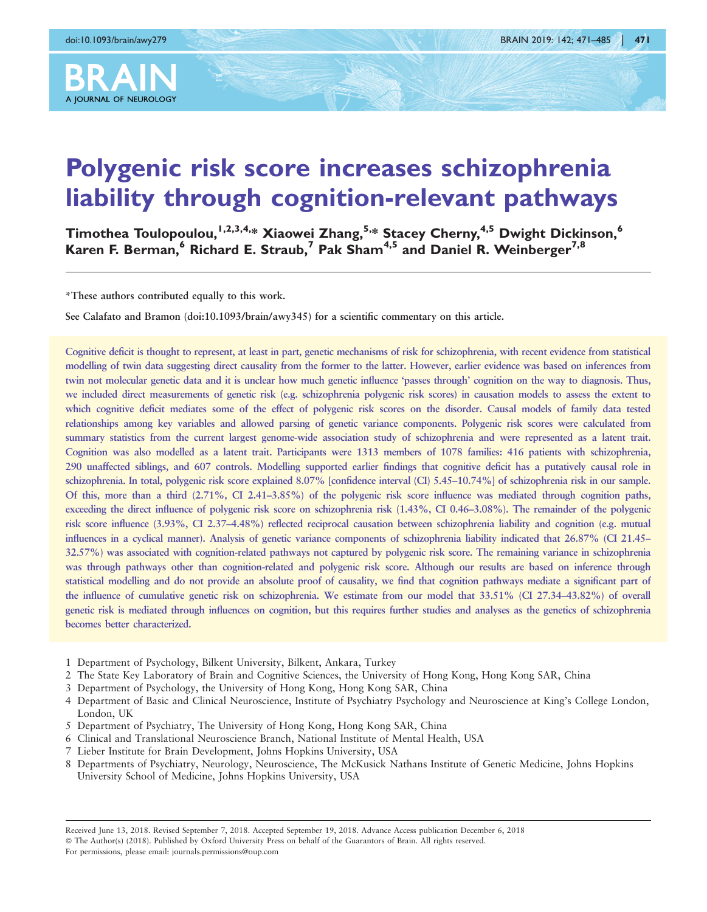# Polygenic risk score increases schizophrenia liability through cognition-relevant pathways

Timothea Toulopoulou,[1,2,3,4,*] Xiaowei Zhang,[5,*] Stacey Cherny,[4,5] Dwight Dickinson,[6] Karen F. Berman,[6] Richard E. Straub,[7] Pak Sham[4,5] and Daniel R. Weinberger[7,8]

*These authors contributed equally to this work.

See Calafato and Bramon (doi:10.1093/brain/awy345) for a scientific commentary on this article.

Cognitive deficit is thought to represent, at least in part, genetic mechanisms of risk for schizophrenia, with recent evidence from statistical modelling of twin data suggesting direct causality from the former to the latter. However, earlier evidence was based on inferences from twin not molecular genetic data and it is unclear how much genetic influence 'passes through' cognition on the way to diagnosis. Thus, we included direct measurements of genetic risk (e.g. schizophrenia polygenic risk scores) in causation models to assess the extent to which cognitive deficit mediates some of the effect of polygenic risk scores on the disorder. Causal models of family data tested relationships among key variables and allowed parsing of genetic variance components. Polygenic risk scores were calculated from summary statistics from the current largest genome-wide association study of schizophrenia and were represented as a latent trait. Cognition was also modelled as a latent trait. Participants were 1313 members of 1078 families: 416 patients with schizophrenia, 290 unaffected siblings, and 607 controls. Modelling supported earlier findings that cognitive deficit has a putatively causal role in schizophrenia. In total, polygenic risk score explained 8.07% [confidence interval (CI) 5.45–10.74%] of schizophrenia risk in our sample. Of this, more than a third (2.71%, CI 2.41–3.85%) of the polygenic risk score influence was mediated through cognition paths, exceeding the direct influence of polygenic risk score on schizophrenia risk (1.43%, CI 0.46–3.08%). The remainder of the polygenic risk score influence (3.93%, CI 2.37–4.48%) reflected reciprocal causation between schizophrenia liability and cognition (e.g. mutual influences in a cyclical manner). Analysis of genetic variance components of schizophrenia liability indicated that 26.87% (CI 21.45–32.57%) was associated with cognition-related pathways not captured by polygenic risk score. The remaining variance in schizophrenia was through pathways other than cognition-related and polygenic risk score. Although our results are based on inference through statistical modelling and do not provide an absolute proof of causality, we find that cognition pathways mediate a significant part of the influence of cumulative genetic risk on schizophrenia. We estimate from our model that 33.51% (CI 27.34–43.82%) of overall genetic risk is mediated through influences on cognition, but this requires further studies and analyses as the genetics of schizophrenia becomes better characterized.

1 Department of Psychology, Bilkent University, Bilkent, Ankara, Turkey
2 The State Key Laboratory of Brain and Cognitive Sciences, the University of Hong Kong, Hong Kong SAR, China
3 Department of Psychology, the University of Hong Kong, Hong Kong SAR, China
4 Department of Basic and Clinical Neuroscience, Institute of Psychiatry Psychology and Neuroscience at King's College London, London, UK
5 Department of Psychiatry, The University of Hong Kong, Hong Kong SAR, China
6 Clinical and Translational Neuroscience Branch, National Institute of Mental Health, USA
7 Lieber Institute for Brain Development, Johns Hopkins University, USA
8 Departments of Psychiatry, Neurology, Neuroscience, The McKusick Nathans Institute of Genetic Medicine, Johns Hopkins University School of Medicine, Johns Hopkins University, USA

Received June 13, 2018. Revised September 7, 2018. Accepted September 19, 2018. Advance Access publication December 6, 2018
© The Author(s) (2018). Published by Oxford University Press on behalf of the Guarantors of Brain. All rights reserved.
For permissions, please email: journals.permissions@oup.com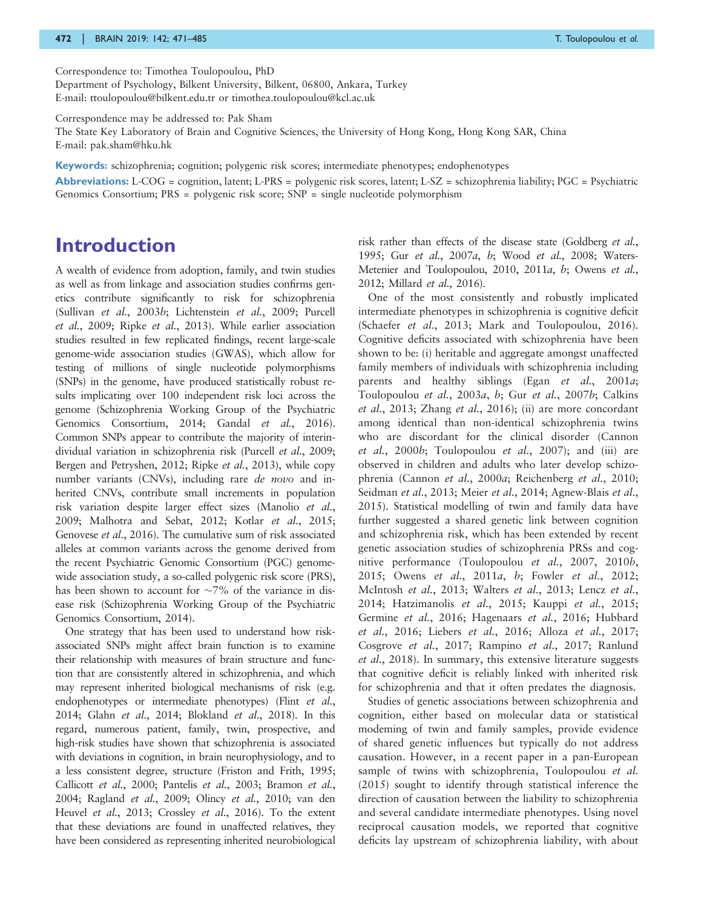Correspondence to: Timothea Toulopoulou, PhD
Department of Psychology, Bilkent University, Bilkent, 06800, Ankara, Turkey
E-mail: ttoulopoulou@bilkent.edu.tr or timothea.toulopoulou@kcl.ac.uk

Correspondence may be addressed to: Pak Sham
The State Key Laboratory of Brain and Cognitive Sciences, the University of Hong Kong, Hong Kong SAR, China
E-mail: pak.sham@hku.hk

**Keywords:** schizophrenia; cognition; polygenic risk scores; intermediate phenotypes; endophenotypes

**Abbreviations:** L-COG = cognition, latent; L-PRS = polygenic risk scores, latent; L-SZ = schizophrenia liability; PGC = Psychiatric Genomics Consortium; PRS = polygenic risk score; SNP = single nucleotide polymorphism

# Introduction

A wealth of evidence from adoption, family, and twin studies as well as from linkage and association studies confirms genetics contribute significantly to risk for schizophrenia (Sullivan *et al.*, 2003*b*; Lichtenstein *et al.*, 2009; Purcell *et al.*, 2009; Ripke *et al.*, 2013). While earlier association studies resulted in few replicated findings, recent large-scale genome-wide association studies (GWAS), which allow for testing of millions of single nucleotide polymorphisms (SNPs) in the genome, have produced statistically robust results implicating over 100 independent risk loci across the genome (Schizophrenia Working Group of the Psychiatric Genomics Consortium, 2014; Gandal *et al.*, 2016). Common SNPs appear to contribute the majority of interindividual variation in schizophrenia risk (Purcell *et al.*, 2009; Bergen and Petryshen, 2012; Ripke *et al.*, 2013), while copy number variants (CNVs), including rare *de novo* and inherited CNVs, contribute small increments in population risk variation despite larger effect sizes (Manolio *et al.*, 2009; Malhotra and Sebat, 2012; Kotlar *et al.*, 2015; Genovese *et al.*, 2016). The cumulative sum of risk associated alleles at common variants across the genome derived from the recent Psychiatric Genomic Consortium (PGC) genome-wide association study, a so-called polygenic risk score (PRS), has been shown to account for ~7% of the variance in disease risk (Schizophrenia Working Group of the Psychiatric Genomics Consortium, 2014).

One strategy that has been used to understand how risk-associated SNPs might affect brain function is to examine their relationship with measures of brain structure and function that are consistently altered in schizophrenia, and which may represent inherited biological mechanisms of risk (e.g. endophenotypes or intermediate phenotypes) (Flint *et al.*, 2014; Glahn *et al.*, 2014; Blokland *et al.*, 2018). In this regard, numerous patient, family, twin, prospective, and high-risk studies have shown that schizophrenia is associated with deviations in cognition, in brain neurophysiology, and to a less consistent degree, structure (Friston and Frith, 1995; Callicott *et al.*, 2000; Pantelis *et al.*, 2003; Bramon *et al.*, 2004; Ragland *et al.*, 2009; Olincy *et al.*, 2010; van den Heuvel *et al.*, 2013; Crossley *et al.*, 2016). To the extent that these deviations are found in unaffected relatives, they have been considered as representing inherited neurobiological risk rather than effects of the disease state (Goldberg *et al.*, 1995; Gur *et al.*, 2007*a*, *b*; Wood *et al.*, 2008; Waters-Metenier and Toulopoulou, 2010, 2011*a*, *b*; Owens *et al.*, 2012; Millard *et al.*, 2016).

One of the most consistently and robustly implicated intermediate phenotypes in schizophrenia is cognitive deficit (Schaefer *et al.*, 2013; Mark and Toulopoulou, 2016). Cognitive deficits associated with schizophrenia have been shown to be: (i) heritable and aggregate amongst unaffected family members of individuals with schizophrenia including parents and healthy siblings (Egan *et al.*, 2001*a*; Toulopoulou *et al.*, 2003*a*, *b*; Gur *et al.*, 2007*b*; Calkins *et al.*, 2013; Zhang *et al.*, 2016); (ii) are more concordant among identical than non-identical schizophrenia twins who are discordant for the clinical disorder (Cannon *et al.*, 2000*b*; Toulopoulou *et al.*, 2007); and (iii) are observed in children and adults who later develop schizophrenia (Cannon *et al.*, 2000*a*; Reichenberg *et al.*, 2010; Seidman *et al.*, 2013; Meier *et al.*, 2014; Agnew-Blais *et al.*, 2015). Statistical modelling of twin and family data have further suggested a shared genetic link between cognition and schizophrenia risk, which has been extended by recent genetic association studies of schizophrenia PRSs and cognitive performance (Toulopoulou *et al.*, 2007, 2010*b*, 2015; Owens *et al.*, 2011*a*, *b*; Fowler *et al.*, 2012; McIntosh *et al.*, 2013; Walters *et al.*, 2013; Lencz *et al.*, 2014; Hatzimanolis *et al.*, 2015; Kauppi *et al.*, 2015; Germine *et al.*, 2016; Hagenaars *et al.*, 2016; Hubbard *et al.*, 2016; Liebers *et al.*, 2016; Alloza *et al.*, 2017; Cosgrove *et al.*, 2017; Rampino *et al.*, 2017; Ranlund *et al.*, 2018). In summary, this extensive literature suggests that cognitive deficit is reliably linked with inherited risk for schizophrenia and that it often predates the diagnosis.

Studies of genetic associations between schizophrenia and cognition, either based on molecular data or statistical modeming of twin and family samples, provide evidence of shared genetic influences but typically do not address causation. However, in a recent paper in a pan-European sample of twins with schizophrenia, Toulopoulou *et al.* (2015) sought to identify through statistical inference the direction of causation between the liability to schizophrenia and several candidate intermediate phenotypes. Using novel reciprocal causation models, we reported that cognitive deficits lay upstream of schizophrenia liability, with about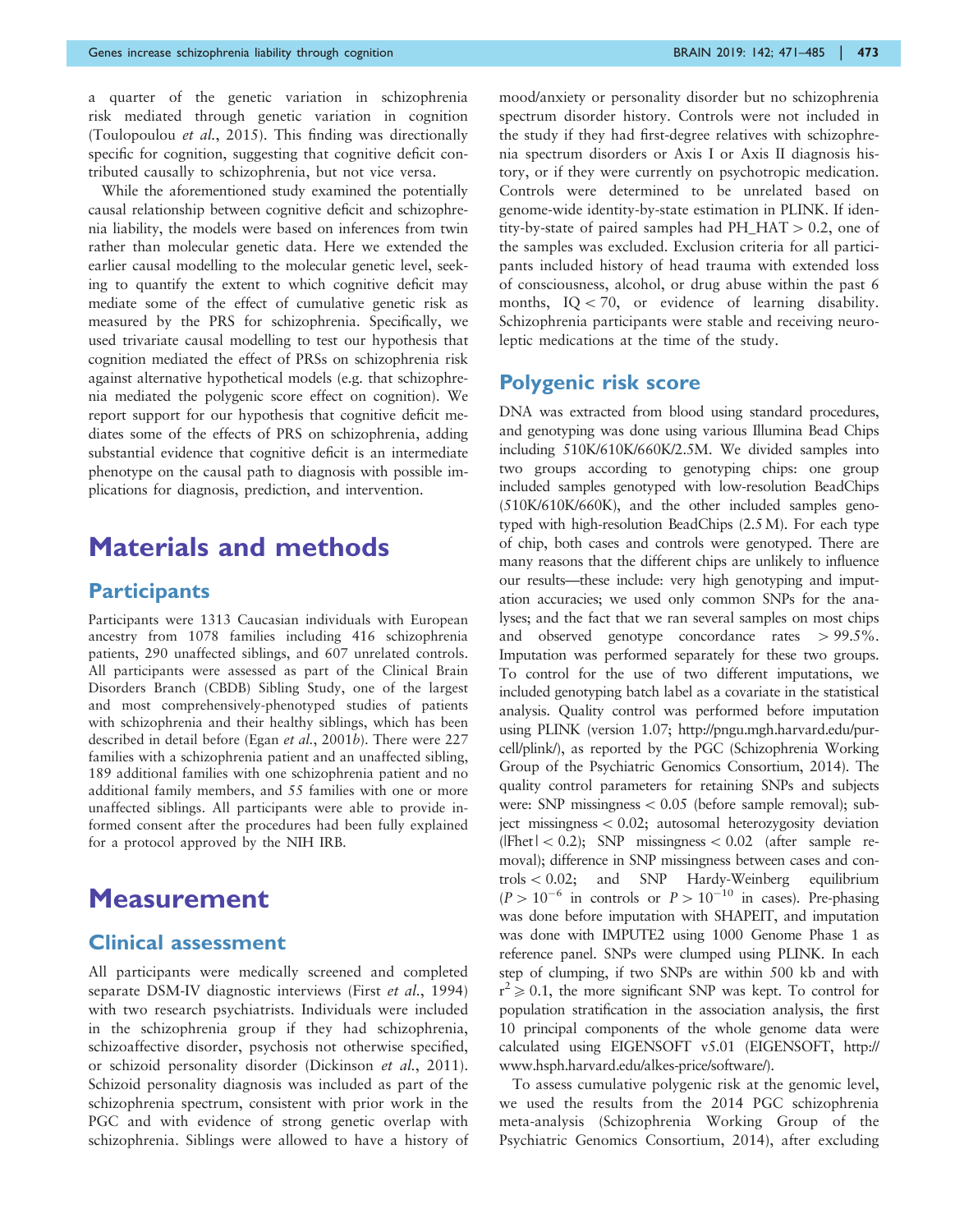a quarter of the genetic variation in schizophrenia risk mediated through genetic variation in cognition (Toulopoulou *et al.*, 2015). This finding was directionally specific for cognition, suggesting that cognitive deficit contributed causally to schizophrenia, but not vice versa.

While the aforementioned study examined the potentially causal relationship between cognitive deficit and schizophrenia liability, the models were based on inferences from twin rather than molecular genetic data. Here we extended the earlier causal modelling to the molecular genetic level, seeking to quantify the extent to which cognitive deficit may mediate some of the effect of cumulative genetic risk as measured by the PRS for schizophrenia. Specifically, we used trivariate causal modelling to test our hypothesis that cognition mediated the effect of PRSs on schizophrenia risk against alternative hypothetical models (e.g. that schizophrenia mediated the polygenic score effect on cognition). We report support for our hypothesis that cognitive deficit mediates some of the effects of PRS on schizophrenia, adding substantial evidence that cognitive deficit is an intermediate phenotype on the causal path to diagnosis with possible implications for diagnosis, prediction, and intervention.

# Materials and methods

## Participants

Participants were 1313 Caucasian individuals with European ancestry from 1078 families including 416 schizophrenia patients, 290 unaffected siblings, and 607 unrelated controls. All participants were assessed as part of the Clinical Brain Disorders Branch (CBDB) Sibling Study, one of the largest and most comprehensively-phenotyped studies of patients with schizophrenia and their healthy siblings, which has been described in detail before (Egan *et al.*, 2001*b*). There were 227 families with a schizophrenia patient and an unaffected sibling, 189 additional families with one schizophrenia patient and no additional family members, and 55 families with one or more unaffected siblings. All participants were able to provide informed consent after the procedures had been fully explained for a protocol approved by the NIH IRB.

# Measurement

## Clinical assessment

All participants were medically screened and completed separate DSM-IV diagnostic interviews (First *et al.*, 1994) with two research psychiatrists. Individuals were included in the schizophrenia group if they had schizophrenia, schizoaffective disorder, psychosis not otherwise specified, or schizoid personality disorder (Dickinson *et al.*, 2011). Schizoid personality diagnosis was included as part of the schizophrenia spectrum, consistent with prior work in the PGC and with evidence of strong genetic overlap with schizophrenia. Siblings were allowed to have a history of mood/anxiety or personality disorder but no schizophrenia spectrum disorder history. Controls were not included in the study if they had first-degree relatives with schizophrenia spectrum disorders or Axis I or Axis II diagnosis history, or if they were currently on psychotropic medication. Controls were determined to be unrelated based on genome-wide identity-by-state estimation in PLINK. If identity-by-state of paired samples had PH_HAT > 0.2, one of the samples was excluded. Exclusion criteria for all participants included history of head trauma with extended loss of consciousness, alcohol, or drug abuse within the past 6 months, IQ < 70, or evidence of learning disability. Schizophrenia participants were stable and receiving neuroleptic medications at the time of the study.

## Polygenic risk score

DNA was extracted from blood using standard procedures, and genotyping was done using various Illumina Bead Chips including 510K/610K/660K/2.5M. We divided samples into two groups according to genotyping chips: one group included samples genotyped with low-resolution BeadChips (510K/610K/660K), and the other included samples genotyped with high-resolution BeadChips (2.5 M). For each type of chip, both cases and controls were genotyped. There are many reasons that the different chips are unlikely to influence our results—these include: very high genotyping and imputation accuracies; we used only common SNPs for the analyses; and the fact that we ran several samples on most chips and observed genotype concordance rates > 99.5%. Imputation was performed separately for these two groups. To control for the use of two different imputations, we included genotyping batch label as a covariate in the statistical analysis. Quality control was performed before imputation using PLINK (version 1.07; http://pngu.mgh.harvard.edu/purcell/plink/), as reported by the PGC (Schizophrenia Working Group of the Psychiatric Genomics Consortium, 2014). The quality control parameters for retaining SNPs and subjects were: SNP missingness < 0.05 (before sample removal); subject missingness < 0.02; autosomal heterozygosity deviation ($|\text{Fhet}| < 0.2$); SNP missingness < 0.02 (after sample removal); difference in SNP missingness between cases and controls < 0.02; and SNP Hardy-Weinberg equilibrium ($P > 10^{-6}$ in controls or $P > 10^{-10}$ in cases). Pre-phasing was done before imputation with SHAPEIT, and imputation was done with IMPUTE2 using 1000 Genome Phase 1 as reference panel. SNPs were clumped using PLINK. In each step of clumping, if two SNPs are within 500 kb and with $r^2 \geqslant 0.1$, the more significant SNP was kept. To control for population stratification in the association analysis, the first 10 principal components of the whole genome data were calculated using EIGENSOFT v5.01 (EIGENSOFT, http://www.hsph.harvard.edu/alkes-price/software/).

To assess cumulative polygenic risk at the genomic level, we used the results from the 2014 PGC schizophrenia meta-analysis (Schizophrenia Working Group of the Psychiatric Genomics Consortium, 2014), after excluding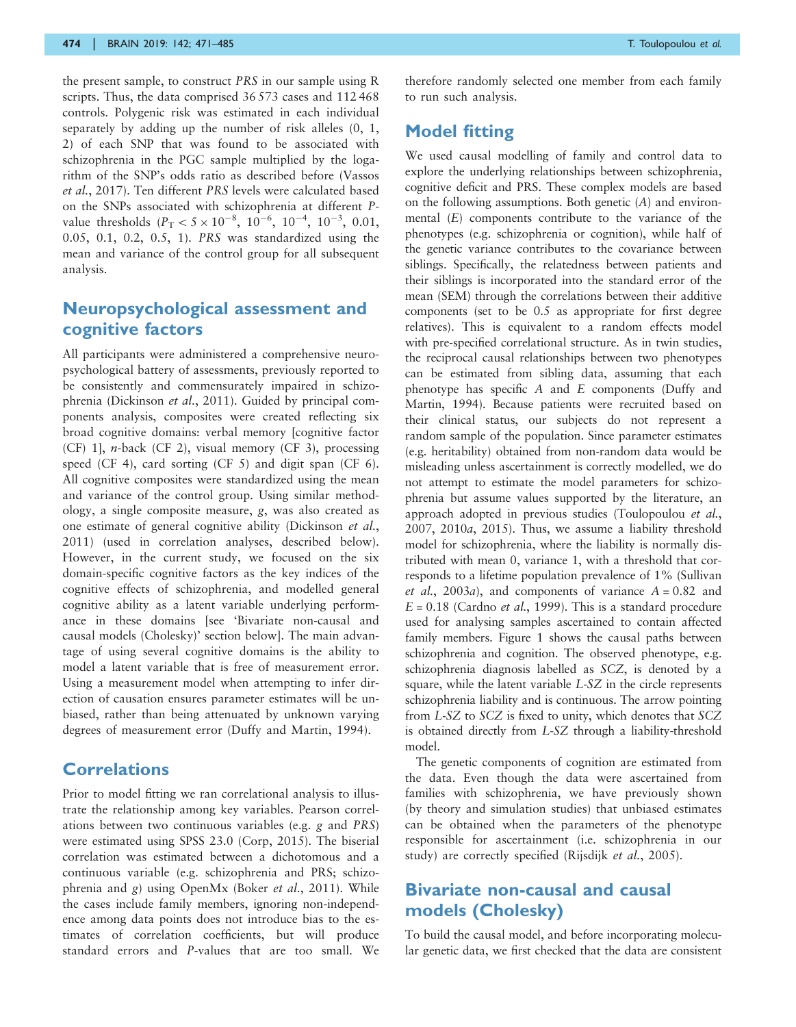the present sample, to construct *PRS* in our sample using R scripts. Thus, the data comprised 36 573 cases and 112 468 controls. Polygenic risk was estimated in each individual separately by adding up the number of risk alleles (0, 1, 2) of each SNP that was found to be associated with schizophrenia in the PGC sample multiplied by the logarithm of the SNP's odds ratio as described before (Vassos *et al.*, 2017). Ten different *PRS* levels were calculated based on the SNPs associated with schizophrenia at different *P*-value thresholds ($P_T < 5 \times 10^{-8}$, $10^{-6}$, $10^{-4}$, $10^{-3}$, 0.01, 0.05, 0.1, 0.2, 0.5, 1). *PRS* was standardized using the mean and variance of the control group for all subsequent analysis.

## Neuropsychological assessment and cognitive factors

All participants were administered a comprehensive neuropsychological battery of assessments, previously reported to be consistently and commensurately impaired in schizophrenia (Dickinson *et al.*, 2011). Guided by principal components analysis, composites were created reflecting six broad cognitive domains: verbal memory [cognitive factor (CF) 1], *n*-back (CF 2), visual memory (CF 3), processing speed (CF 4), card sorting (CF 5) and digit span (CF 6). All cognitive composites were standardized using the mean and variance of the control group. Using similar methodology, a single composite measure, *g*, was also created as one estimate of general cognitive ability (Dickinson *et al.*, 2011) (used in correlation analyses, described below). However, in the current study, we focused on the six domain-specific cognitive factors as the key indices of the cognitive effects of schizophrenia, and modelled general cognitive ability as a latent variable underlying performance in these domains [see 'Bivariate non-causal and causal models (Cholesky)' section below]. The main advantage of using several cognitive domains is the ability to model a latent variable that is free of measurement error. Using a measurement model when attempting to infer direction of causation ensures parameter estimates will be unbiased, rather than being attenuated by unknown varying degrees of measurement error (Duffy and Martin, 1994).

## Correlations

Prior to model fitting we ran correlational analysis to illustrate the relationship among key variables. Pearson correlations between two continuous variables (e.g. *g* and *PRS*) were estimated using SPSS 23.0 (Corp, 2015). The biserial correlation was estimated between a dichotomous and a continuous variable (e.g. schizophrenia and PRS; schizophrenia and *g*) using OpenMx (Boker *et al.*, 2011). While the cases include family members, ignoring non-independence among data points does not introduce bias to the estimates of correlation coefficients, but will produce standard errors and *P*-values that are too small. We therefore randomly selected one member from each family to run such analysis.

## Model fitting

We used causal modelling of family and control data to explore the underlying relationships between schizophrenia, cognitive deficit and PRS. These complex models are based on the following assumptions. Both genetic (*A*) and environmental (*E*) components contribute to the variance of the phenotypes (e.g. schizophrenia or cognition), while half of the genetic variance contributes to the covariance between siblings. Specifically, the relatedness between patients and their siblings is incorporated into the standard error of the mean (SEM) through the correlations between their additive components (set to be 0.5 as appropriate for first degree relatives). This is equivalent to a random effects model with pre-specified correlational structure. As in twin studies, the reciprocal causal relationships between two phenotypes can be estimated from sibling data, assuming that each phenotype has specific *A* and *E* components (Duffy and Martin, 1994). Because patients were recruited based on their clinical status, our subjects do not represent a random sample of the population. Since parameter estimates (e.g. heritability) obtained from non-random data would be misleading unless ascertainment is correctly modelled, we do not attempt to estimate the model parameters for schizophrenia but assume values supported by the literature, an approach adopted in previous studies (Toulopoulou *et al.*, 2007, 2010*a*, 2015). Thus, we assume a liability threshold model for schizophrenia, where the liability is normally distributed with mean 0, variance 1, with a threshold that corresponds to a lifetime population prevalence of 1% (Sullivan *et al.*, 2003*a*), and components of variance $A = 0.82$ and $E = 0.18$ (Cardno *et al.*, 1999). This is a standard procedure used for analysing samples ascertained to contain affected family members. Figure 1 shows the causal paths between schizophrenia and cognition. The observed phenotype, e.g. schizophrenia diagnosis labelled as *SCZ*, is denoted by a square, while the latent variable *L-SZ* in the circle represents schizophrenia liability and is continuous. The arrow pointing from *L-SZ* to *SCZ* is fixed to unity, which denotes that *SCZ* is obtained directly from *L-SZ* through a liability-threshold model.

The genetic components of cognition are estimated from the data. Even though the data were ascertained from families with schizophrenia, we have previously shown (by theory and simulation studies) that unbiased estimates can be obtained when the parameters of the phenotype responsible for ascertainment (i.e. schizophrenia in our study) are correctly specified (Rijsdijk *et al.*, 2005).

## Bivariate non-causal and causal models (Cholesky)

To build the causal model, and before incorporating molecular genetic data, we first checked that the data are consistent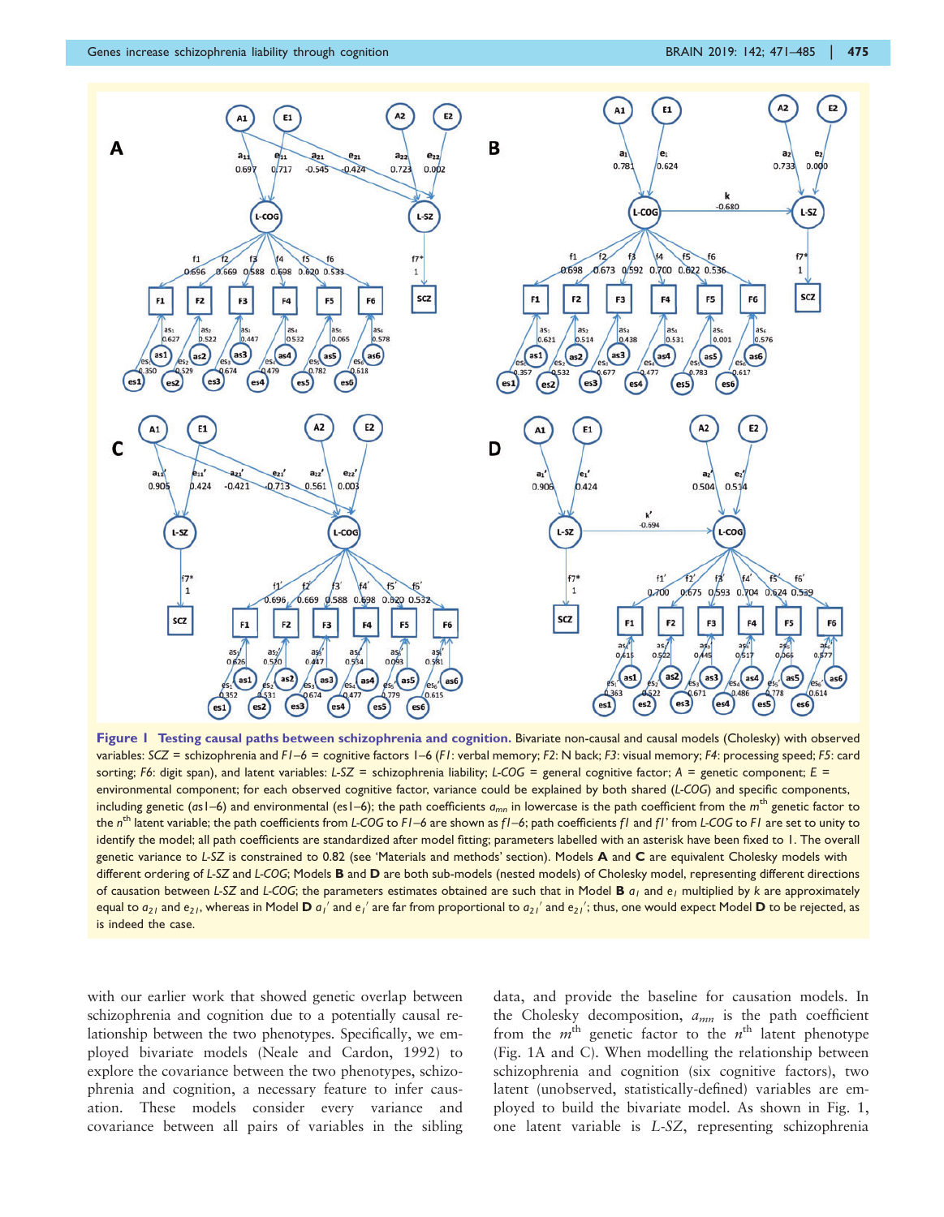**Figure 1 Testing causal paths between schizophrenia and cognition.** Bivariate non-causal and causal models (Cholesky) with observed variables: *SCZ* = schizophrenia and *F1–6* = cognitive factors 1–6 (*F1*: verbal memory; *F2*: N back; *F3*: visual memory; *F4*: processing speed; *F5*: card sorting; *F6*: digit span), and latent variables: *L-SZ* = schizophrenia liability; *L-COG* = general cognitive factor; *A* = genetic component; *E* = environmental component; for each observed cognitive factor, variance could be explained by both shared (*L-COG*) and specific components, including genetic (*as*1–6) and environmental (es1–6); the path coefficients $a_{mn}$ in lowercase is the path coefficient from the $m^{th}$ genetic factor to the $n^{th}$ latent variable; the path coefficients from *L-COG* to *F1–6* are shown as *f1–6*; path coefficients *f1* and *f1'* from *L-COG* to *F1* are set to unity to identify the model; all path coefficients are standardized after model fitting; parameters labelled with an asterisk have been fixed to 1. The overall genetic variance to *L-SZ* is constrained to 0.82 (see 'Materials and methods' section). Models **A** and **C** are equivalent Cholesky models with different ordering of *L-SZ* and *L-COG*; Models **B** and **D** are both sub-models (nested models) of Cholesky model, representing different directions of causation between *L-SZ* and *L-COG*; the parameters estimates obtained are such that in Model **B** $a_l$ and $e_l$ multiplied by *k* are approximately equal to $a_{21}$ and $e_{21}$, whereas in Model **D** $a_l'$ and $e_l'$ are far from proportional to $a_{21}'$ and $e_{21}'$; thus, one would expect Model **D** to be rejected, as is indeed the case.

with our earlier work that showed genetic overlap between schizophrenia and cognition due to a potentially causal relationship between the two phenotypes. Specifically, we employed bivariate models (Neale and Cardon, 1992) to explore the covariance between the two phenotypes, schizophrenia and cognition, a necessary feature to infer causation. These models consider every variance and covariance between all pairs of variables in the sibling data, and provide the baseline for causation models. In the Cholesky decomposition, $a_{mn}$ is the path coefficient from the $m^{th}$ genetic factor to the $n^{th}$ latent phenotype (Fig. 1A and C). When modelling the relationship between schizophrenia and cognition (six cognitive factors), two latent (unobserved, statistically-defined) variables are employed to build the bivariate model. As shown in Fig. 1, one latent variable is *L-SZ*, representing schizophrenia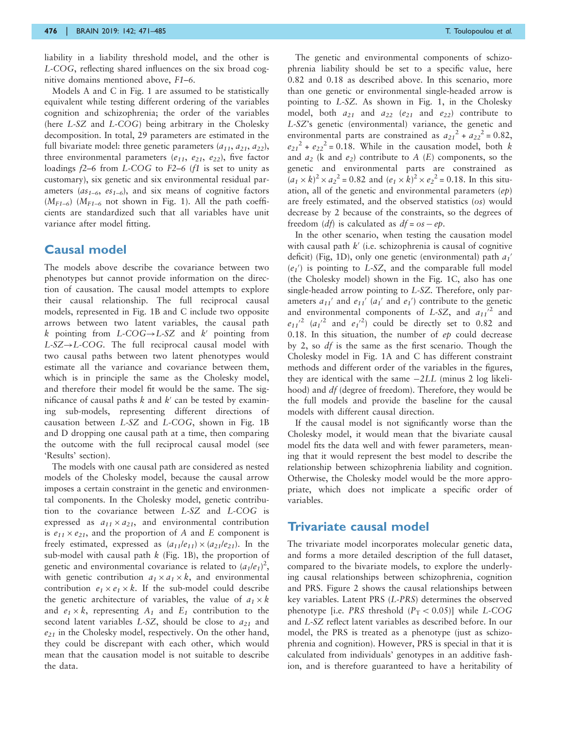liability in a liability threshold model, and the other is *L-COG*, reflecting shared influences on the six broad cognitive domains mentioned above, *F1–6*.

Models A and C in Fig. 1 are assumed to be statistically equivalent while testing different ordering of the variables cognition and schizophrenia; the order of the variables (here *L-SZ* and *L-COG*) being arbitrary in the Cholesky decomposition. In total, 29 parameters are estimated in the full bivariate model: three genetic parameters ($a_{11}$, $a_{21}$, $a_{22}$), three environmental parameters ($e_{11}$, $e_{21}$, $e_{22}$), five factor loadings *f2–6* from *L-COG* to *F2–6* (*f1* is set to unity as customary), six genetic and six environmental residual parameters ($as_{1–6}$, $es_{1–6}$), and six means of cognitive factors ($M_{F1–6}$) ($M_{F1–6}$ not shown in Fig. 1). All the path coefficients are standardized such that all variables have unit variance after model fitting.

## Causal model

The models above describe the covariance between two phenotypes but cannot provide information on the direction of causation. The causal model attempts to explore their causal relationship. The full reciprocal causal models, represented in Fig. 1B and C include two opposite arrows between two latent variables, the causal path $k$ pointing from *L-COG*→*L-SZ* and $k'$ pointing from *L-SZ*→*L-COG*. The full reciprocal causal model with two causal paths between two latent phenotypes would estimate all the variance and covariance between them, which is in principle the same as the Cholesky model, and therefore their model fit would be the same. The significance of causal paths $k$ and $k'$ can be tested by examining sub-models, representing different directions of causation between *L-SZ* and *L-COG*, shown in Fig. 1B and D dropping one causal path at a time, then comparing the outcome with the full reciprocal causal model (see 'Results' section).

The models with one causal path are considered as nested models of the Cholesky model, because the causal arrow imposes a certain constraint in the genetic and environmental components. In the Cholesky model, genetic contribution to the covariance between *L-SZ* and *L-COG* is expressed as $a_{11} \times a_{21}$, and environmental contribution is $e_{11} \times e_{21}$, and the proportion of *A* and *E* component is freely estimated, expressed as $(a_{11}/e_{11}) \times (a_{21}/e_{21})$. In the sub-model with causal path $k$ (Fig. 1B), the proportion of genetic and environmental covariance is related to $(a_1/e_1)^2$, with genetic contribution $a_1 \times a_1 \times k$, and environmental contribution $e_1 \times e_1 \times k$. If the sub-model could describe the genetic architecture of variables, the value of $a_1 \times k$ and $e_1 \times k$, representing $A_1$ and $E_1$ contribution to the second latent variables *L-SZ*, should be close to $a_{21}$ and $e_{21}$ in the Cholesky model, respectively. On the other hand, they could be discrepant with each other, which would mean that the causation model is not suitable to describe the data.

The genetic and environmental components of schizophrenia liability should be set to a specific value, here 0.82 and 0.18 as described above. In this scenario, more than one genetic or environmental single-headed arrow is pointing to *L-SZ*. As shown in Fig. 1, in the Cholesky model, both $a_{21}$ and $a_{22}$ ($e_{21}$ and $e_{22}$) contribute to *L-SZ*'s genetic (environmental) variance, the genetic and environmental parts are constrained as ${a_{21}}^2 + {a_{22}}^2 = 0.82$, ${e_{21}}^2 + {e_{22}}^2 = 0.18$. While in the causation model, both $k$ and $a_2$ ($k$ and $e_2$) contribute to *A* (*E*) components, so the genetic and environmental parts are constrained as $(a_1 \times k)^2 \times {a_2}^2 = 0.82$ and $(e_1 \times k)^2 \times {e_2}^2 = 0.18$. In this situation, all of the genetic and environmental parameters (*ep*) are freely estimated, and the observed statistics (*os*) would decrease by 2 because of the constraints, so the degrees of freedom (*df*) is calculated as $df = os - ep$.

In the other scenario, when testing the causation model with causal path $k'$ (i.e. schizophrenia is causal of cognitive deficit) (Fig, 1D), only one genetic (environmental) path $a_1'$ ($e_1'$) is pointing to *L-SZ*, and the comparable full model (the Cholesky model) shown in the Fig. 1C, also has one single-headed arrow pointing to *L-SZ*. Therefore, only parameters $a_{11}'$ and $e_{11}'$ ($a_1'$ and $e_1'$) contribute to the genetic and environmental components of *L-SZ*, and ${a_{11}'}^2$ and ${e_{11}'}^2$ (${a_1'}^2$ and ${e_1'}^2$) could be directly set to 0.82 and 0.18. In this situation, the number of *ep* could decrease by 2, so *df* is the same as the first scenario. Though the Cholesky model in Fig. 1A and C has different constraint methods and different order of the variables in the figures, they are identical with the same $-2LL$ (minus 2 log likelihood) and *df* (degree of freedom). Therefore, they would be the full models and provide the baseline for the causal models with different causal direction.

If the causal model is not significantly worse than the Cholesky model, it would mean that the bivariate causal model fits the data well and with fewer parameters, meaning that it would represent the best model to describe the relationship between schizophrenia liability and cognition. Otherwise, the Cholesky model would be the more appropriate, which does not implicate a specific order of variables.

## Trivariate causal model

The trivariate model incorporates molecular genetic data, and forms a more detailed description of the full dataset, compared to the bivariate models, to explore the underlying causal relationships between schizophrenia, cognition and PRS. Figure 2 shows the causal relationships between key variables. Latent PRS (*L-PRS*) determines the observed phenotype [i.e. *PRS* threshold ($P_T < 0.05$)] while *L-COG* and *L-SZ* reflect latent variables as described before. In our model, the PRS is treated as a phenotype (just as schizophrenia and cognition). However, PRS is special in that it is calculated from individuals' genotypes in an additive fashion, and is therefore guaranteed to have a heritability of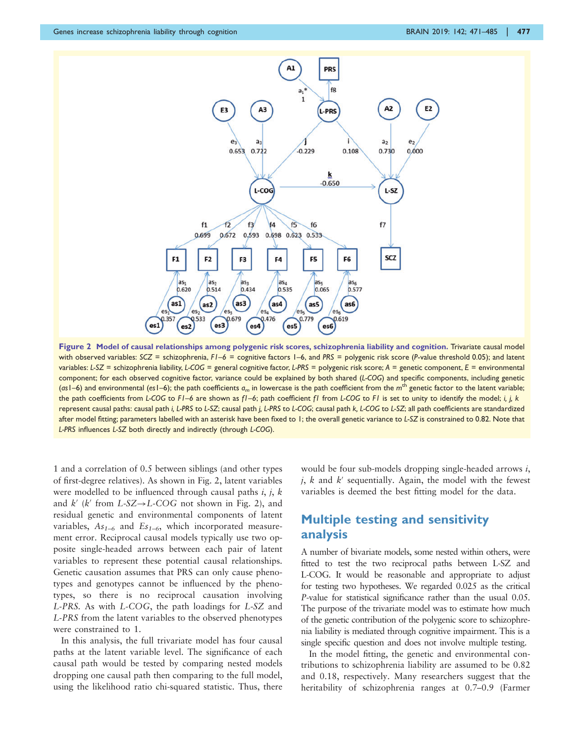**Figure 2 Model of causal relationships among polygenic risk scores, schizophrenia liability and cognition.** Trivariate causal model with observed variables: *SCZ* = schizophrenia, *F1–6* = cognitive factors 1–6, and *PRS* = polygenic risk score (*P*-value threshold 0.05); and latent variables: *L-SZ* = schizophrenia liability, *L-COG* = general cognitive factor, *L-PRS* = polygenic risk score; *A* = genetic component, *E* = environmental component; for each observed cognitive factor, variance could be explained by both shared (*L-COG*) and specific components, including genetic (*as1–6*) and environmental (*es1–6*); the path coefficients $a_m$ in lowercase is the path coefficient from the $m^{th}$ genetic factor to the latent variable; the path coefficients from *L-COG* to *F1–6* are shown as *f1–6*; path coefficient *f1* from *L-COG* to *F1* is set to unity to identify the model; *i, j, k* represent causal paths: causal path *i*, *L-PRS* to *L-SZ*; causal path *j*, *L-PRS* to *L-COG*; causal path *k*, *L-COG* to *L-SZ*; all path coefficients are standardized after model fitting; parameters labelled with an asterisk have been fixed to 1; the overall genetic variance to *L-SZ* is constrained to 0.82. Note that *L-PRS* influences *L-SZ* both directly and indirectly (through *L-COG*).

1 and a correlation of 0.5 between siblings (and other types of first-degree relatives). As shown in Fig. 2, latent variables were modelled to be influenced through causal paths *i*, *j*, *k* and *k′* (*k′* from *L-SZ*→*L-COG* not shown in Fig. 2), and residual genetic and environmental components of latent variables, $As_{1-6}$ and $Es_{1-6}$, which incorporated measurement error. Reciprocal causal models typically use two opposite single-headed arrows between each pair of latent variables to represent these potential causal relationships. Genetic causation assumes that PRS can only cause phenotypes and genotypes cannot be influenced by the phenotypes, so there is no reciprocal causation involving *L-PRS*. As with *L-COG*, the path loadings for *L-SZ* and *L-PRS* from the latent variables to the observed phenotypes were constrained to 1.

In this analysis, the full trivariate model has four causal paths at the latent variable level. The significance of each causal path would be tested by comparing nested models dropping one causal path then comparing to the full model, using the likelihood ratio chi-squared statistic. Thus, there would be four sub-models dropping single-headed arrows *i*, *j*, *k* and *k′* sequentially. Again, the model with the fewest variables is deemed the best fitting model for the data.

## Multiple testing and sensitivity analysis

A number of bivariate models, some nested within others, were fitted to test the two reciprocal paths between L-SZ and L-COG. It would be reasonable and appropriate to adjust for testing two hypotheses. We regarded 0.025 as the critical *P*-value for statistical significance rather than the usual 0.05. The purpose of the trivariate model was to estimate how much of the genetic contribution of the polygenic score to schizophrenia liability is mediated through cognitive impairment. This is a single specific question and does not involve multiple testing.

In the model fitting, the genetic and environmental contributions to schizophrenia liability are assumed to be 0.82 and 0.18, respectively. Many researchers suggest that the heritability of schizophrenia ranges at 0.7–0.9 (Farmer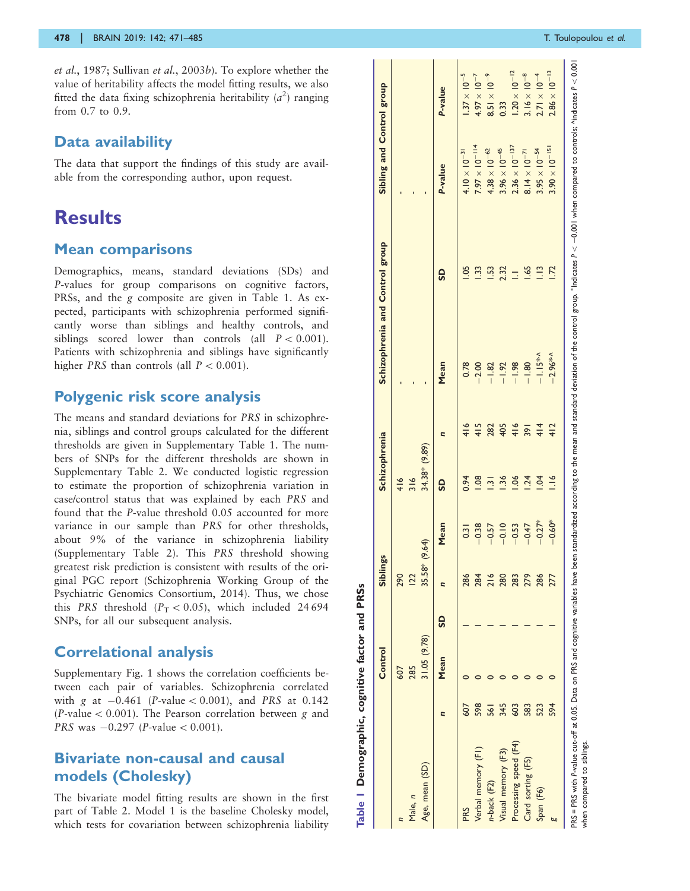et al., 1987; Sullivan et al., 2003b). To explore whether the value of heritability affects the model fitting results, we also fitted the data fixing schizophrenia heritability ($a^2$) ranging from 0.7 to 0.9.

## Data availability

The data that support the findings of this study are available from the corresponding author, upon request.

# Results

## Mean comparisons

Demographics, means, standard deviations (SDs) and *P*-values for group comparisons on cognitive factors, PRSs, and the *g* composite are given in Table 1. As expected, participants with schizophrenia performed significantly worse than siblings and healthy controls, and siblings scored lower than controls (all $P < 0.001$). Patients with schizophrenia and siblings have significantly higher *PRS* than controls (all $P < 0.001$).

## Polygenic risk score analysis

The means and standard deviations for *PRS* in schizophrenia, siblings and control groups calculated for the different thresholds are given in Supplementary Table 1. The numbers of SNPs for the different thresholds are shown in Supplementary Table 2. We conducted logistic regression to estimate the proportion of schizophrenia variation in case/control status that was explained by each *PRS* and found that the *P*-value threshold 0.05 accounted for more variance in our sample than *PRS* for other thresholds, about 9% of the variance in schizophrenia liability (Supplementary Table 2). This *PRS* threshold showing greatest risk prediction is consistent with results of the original PGC report (Schizophrenia Working Group of the Psychiatric Genomics Consortium, 2014). Thus, we chose this *PRS* threshold ($P_T < 0.05$), which included 24 694 SNPs, for all our subsequent analysis.

## Correlational analysis

Supplementary Fig. 1 shows the correlation coefficients between each pair of variables. Schizophrenia correlated with *g* at −0.461 (*P*-value < 0.001), and *PRS* at 0.142 (*P*-value < 0.001). The Pearson correlation between *g* and *PRS* was −0.297 (*P*-value < 0.001).

## Bivariate non-causal and causal models (Cholesky)

The bivariate model fitting results are shown in the first part of Table 2. Model 1 is the baseline Cholesky model, which tests for covariation between schizophrenia liability

**Table 1 Demographic, cognitive factor and PRSs**

| | Control | | | Siblings | | | Schizophrenia | | | Schizophrenia and Control group | | Sibling and Control group | |
|---|---|---|---|---|---|---|---|---|---|---|---|---|---|
| *n* | 607 | | | 290 | | | 416 | | | - | | - | |
| Male, *n* | 285 | | | 122 | | | 316 | | | - | | - | |
| Age, mean (SD) | 31.05 (9.78) | | | 35.58* (9.64) | | | 34.38* (9.89) | | | - | | - | |
| | *n* | Mean | SD | *n* | Mean | SD | *n* | Mean | SD | *P*-value | | *P*-value | |
| PRS | 607 | 0 | 1 | 286 | 0.31 | 0.94 | 416 | 0.78 | 1.05 | $4.10 \times 10^{-31}$ | | $1.37 \times 10^{-5}$ | |
| Verbal memory (F1) | 598 | 0 | 1 | 284 | −0.38 | 1.08 | 415 | −2.00 | 1.33 | $7.97 \times 10^{-114}$ | | $4.97 \times 10^{-7}$ | |
| n-back (F2) | 561 | 0 | 1 | 216 | −0.57 | 1.31 | 282 | −1.82 | 1.53 | $4.38 \times 10^{-62}$ | | $8.51 \times 10^{-9}$ | |
| Visual memory (F3) | 345 | 0 | 1 | 280 | −0.10 | 1.36 | 405 | −1.92 | 2.32 | $3.96 \times 10^{-45}$ | | 0.33 | |
| Processing speed (F4) | 603 | 0 | 1 | 283 | −0.53 | 1.06 | 416 | −1.98 | 1.1 | $2.36 \times 10^{-137}$ | | $1.20 \times 10^{-12}$ | |
| Card sorting (F5) | 583 | 0 | 1 | 279 | −0.47 | 1.24 | 391 | −1.80 | 1.65 | $8.14 \times 10^{-71}$ | | $3.16 \times 10^{-8}$ | |
| Span (F6) | 523 | 0 | 1 | 286 | −0.27* | 1.04 | 414 | −1.15*^ | 1.13 | $3.95 \times 10^{-54}$ | | $2.71 \times 10^{-4}$ | |
| *g* | 594 | 0 | 1 | 277 | −0.60* | 1.16 | 412 | −2.96*^ | 1.72 | $3.90 \times 10^{-151}$ | | $2.86 \times 10^{-13}$ | |

PRS = PRS with *P*-value cut-off at 0.05. Data on PRS and cognitive variables have been standardized according to the mean and standard deviation of the control group. *Indicates $P < -0.001$ when compared to controls; ^indicates $P < 0.001$ when compared to siblings.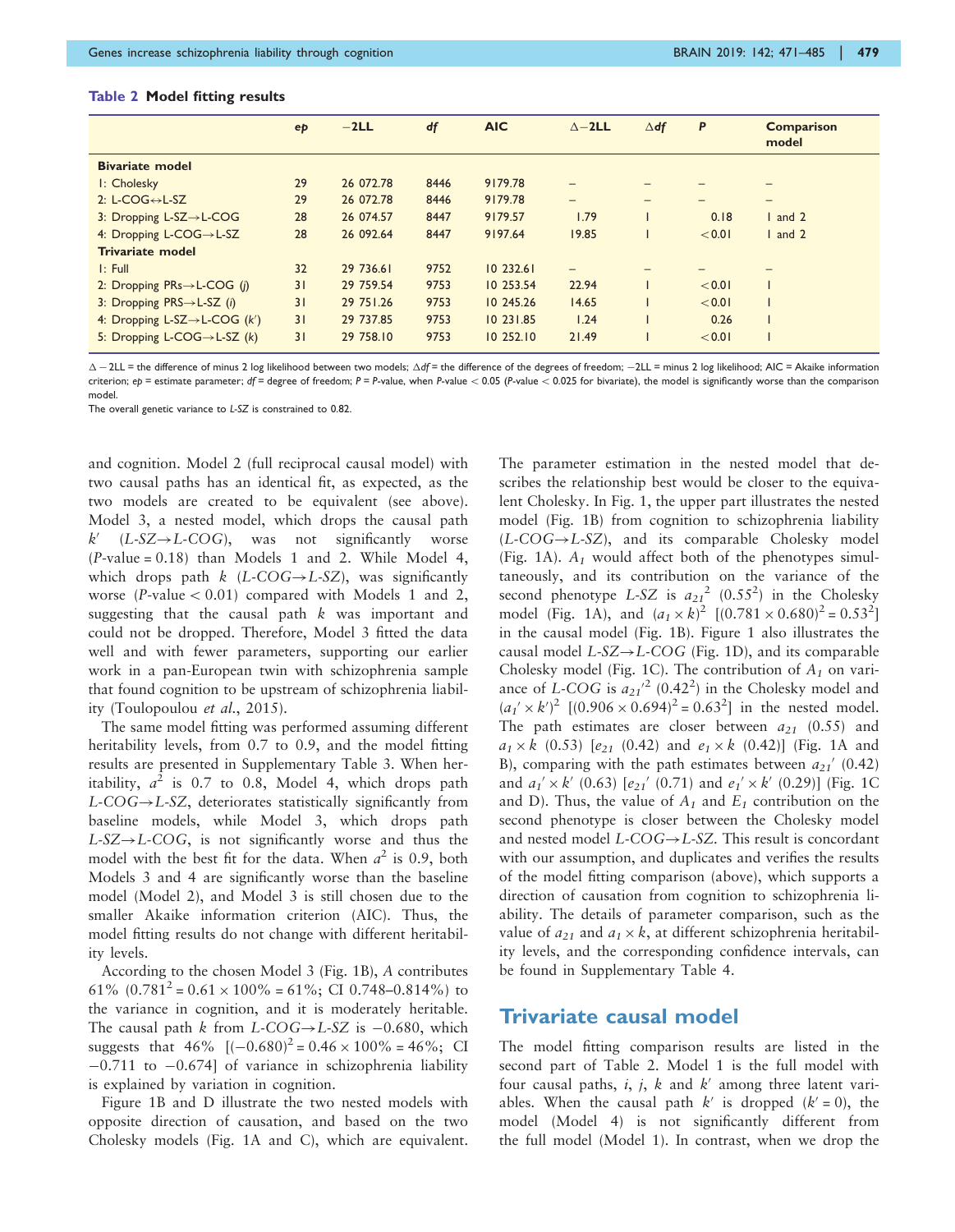**Table 2 Model fitting results**

| | ep | −2LL | df | AIC | Δ−2LL | Δdf | P | Comparison model |
|---|---|---|---|---|---|---|---|---|
| **Bivariate model** | | | | | | | | |
| 1: Cholesky | 29 | 26 072.78 | 8446 | 9179.78 | – | – | – | – |
| 2: L-COG↔L-SZ | 29 | 26 072.78 | 8446 | 9179.78 | – | – | – | – |
| 3: Dropping L-SZ→L-COG | 28 | 26 074.57 | 8447 | 9179.57 | 1.79 | 1 | 0.18 | 1 and 2 |
| 4: Dropping L-COG→L-SZ | 28 | 26 092.64 | 8447 | 9197.64 | 19.85 | 1 | <0.01 | 1 and 2 |
| **Trivariate model** | | | | | | | | |
| 1: Full | 32 | 29 736.61 | 9752 | 10 232.61 | – | – | – | – |
| 2: Dropping PRs→L-COG (*j*) | 31 | 29 759.54 | 9753 | 10 253.54 | 22.94 | 1 | <0.01 | 1 |
| 3: Dropping PRS→L-SZ (*i*) | 31 | 29 751.26 | 9753 | 10 245.26 | 14.65 | 1 | <0.01 | 1 |
| 4: Dropping L-SZ→L-COG (*k'*) | 31 | 29 737.85 | 9753 | 10 231.85 | 1.24 | 1 | 0.26 | 1 |
| 5: Dropping L-COG→L-SZ (*k*) | 31 | 29 758.10 | 9753 | 10 252.10 | 21.49 | 1 | <0.01 | 1 |

Δ−2LL = the difference of minus 2 log likelihood between two models; Δ*df* = the difference of the degrees of freedom; −2LL = minus 2 log likelihood; AIC = Akaike information criterion; ep = estimate parameter; *df* = degree of freedom; *P* = *P*-value, when *P*-value < 0.05 (*P*-value < 0.025 for bivariate), the model is significantly worse than the comparison model.

The overall genetic variance to *L-SZ* is constrained to 0.82.

and cognition. Model 2 (full reciprocal causal model) with two causal paths has an identical fit, as expected, as the two models are created to be equivalent (see above). Model 3, a nested model, which drops the causal path $k'$ (*L-SZ*→*L-COG*), was not significantly worse (*P*-value = 0.18) than Models 1 and 2. While Model 4, which drops path $k$ (*L-COG*→*L-SZ*), was significantly worse (*P*-value < 0.01) compared with Models 1 and 2, suggesting that the causal path $k$ was important and could not be dropped. Therefore, Model 3 fitted the data well and with fewer parameters, supporting our earlier work in a pan-European twin with schizophrenia sample that found cognition to be upstream of schizophrenia liability (Toulopoulou *et al.*, 2015).

The same model fitting was performed assuming different heritability levels, from 0.7 to 0.9, and the model fitting results are presented in Supplementary Table 3. When heritability, $a^2$ is 0.7 to 0.8, Model 4, which drops path *L-COG*→*L-SZ*, deteriorates statistically significantly from baseline models, while Model 3, which drops path *L-SZ*→*L-COG*, is not significantly worse and thus the model with the best fit for the data. When $a^2$ is 0.9, both Models 3 and 4 are significantly worse than the baseline model (Model 2), and Model 3 is still chosen due to the smaller Akaike information criterion (AIC). Thus, the model fitting results do not change with different heritability levels.

According to the chosen Model 3 (Fig. 1B), *A* contributes 61% ($0.781^2 = 0.61 \times 100\% = 61\%$; CI 0.748–0.814%) to the variance in cognition, and it is moderately heritable. The causal path $k$ from *L-COG*→*L-SZ* is −0.680, which suggests that 46% [$(-0.680)^2 = 0.46 \times 100\% = 46\%$; CI −0.711 to −0.674] of variance in schizophrenia liability is explained by variation in cognition.

Figure 1B and D illustrate the two nested models with opposite direction of causation, and based on the two Cholesky models (Fig. 1A and C), which are equivalent. The parameter estimation in the nested model that describes the relationship best would be closer to the equivalent Cholesky. In Fig. 1, the upper part illustrates the nested model (Fig. 1B) from cognition to schizophrenia liability (*L-COG*→*L-SZ*), and its comparable Cholesky model (Fig. 1A). $A_1$ would affect both of the phenotypes simultaneously, and its contribution on the variance of the second phenotype *L-SZ* is ${a_{21}}^2$ ($0.55^2$) in the Cholesky model (Fig. 1A), and $(a_1 \times k)^2$ [$(0.781 \times 0.680)^2 = 0.53^2$] in the causal model (Fig. 1B). Figure 1 also illustrates the causal model *L-SZ*→*L-COG* (Fig. 1D), and its comparable Cholesky model (Fig. 1C). The contribution of $A_1$ on variance of *L-COG* is ${a_{21}'}^2$ ($0.42^2$) in the Cholesky model and $(a_1' \times k')^2$ [$(0.906 \times 0.694)^2 = 0.63^2$] in the nested model. The path estimates are closer between $a_{21}$ (0.55) and $a_1 \times k$ (0.53) [$e_{21}$ (0.42) and $e_1 \times k$ (0.42)] (Fig. 1A and B), comparing with the path estimates between $a_{21}'$ (0.42) and $a_1' \times k'$ (0.63) [$e_{21}'$ (0.71) and $e_1' \times k'$ (0.29)] (Fig. 1C and D). Thus, the value of $A_1$ and $E_1$ contribution on the second phenotype is closer between the Cholesky model and nested model *L-COG*→*L-SZ*. This result is concordant with our assumption, and duplicates and verifies the results of the model fitting comparison (above), which supports a direction of causation from cognition to schizophrenia liability. The details of parameter comparison, such as the value of $a_{21}$ and $a_1 \times k$, at different schizophrenia heritability levels, and the corresponding confidence intervals, can be found in Supplementary Table 4.

## Trivariate causal model

The model fitting comparison results are listed in the second part of Table 2. Model 1 is the full model with four causal paths, $i$, $j$, $k$ and $k'$ among three latent variables. When the causal path $k'$ is dropped ($k' = 0$), the model (Model 4) is not significantly different from the full model (Model 1). In contrast, when we drop the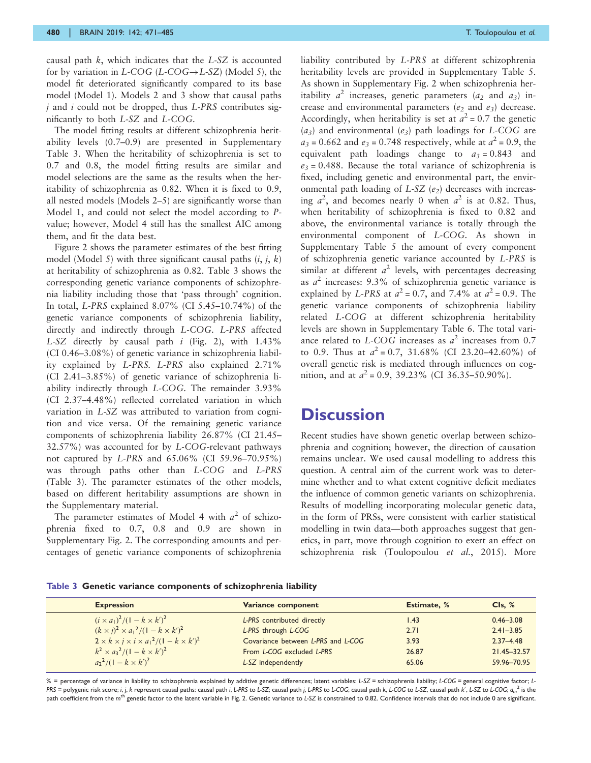causal path *k*, which indicates that the *L-SZ* is accounted for by variation in *L-COG* (*L-COG*→*L-SZ*) (Model 5), the model fit deteriorated significantly compared to its base model (Model 1). Models 2 and 3 show that causal paths *j* and *i* could not be dropped, thus *L-PRS* contributes significantly to both *L-SZ* and *L-COG*.

The model fitting results at different schizophrenia heritability levels (0.7–0.9) are presented in Supplementary Table 3. When the heritability of schizophrenia is set to 0.7 and 0.8, the model fitting results are similar and model selections are the same as the results when the heritability of schizophrenia as 0.82. When it is fixed to 0.9, all nested models (Models 2–5) are significantly worse than Model 1, and could not select the model according to *P*-value; however, Model 4 still has the smallest AIC among them, and fit the data best.

Figure 2 shows the parameter estimates of the best fitting model (Model 5) with three significant causal paths (*i*, *j*, *k*) at heritability of schizophrenia as 0.82. Table 3 shows the corresponding genetic variance components of schizophrenia liability including those that 'pass through' cognition. In total, *L-PRS* explained 8.07% (CI 5.45–10.74%) of the genetic variance components of schizophrenia liability, directly and indirectly through *L-COG*. *L-PRS* affected *L-SZ* directly by causal path *i* (Fig. 2), with 1.43% (CI 0.46–3.08%) of genetic variance in schizophrenia liability explained by *L-PRS*. *L-PRS* also explained 2.71% (CI 2.41–3.85%) of genetic variance of schizophrenia liability indirectly through *L-COG*. The remainder 3.93% (CI 2.37–4.48%) reflected correlated variation in which variation in *L-SZ* was attributed to variation from cognition and vice versa. Of the remaining genetic variance components of schizophrenia liability 26.87% (CI 21.45–32.57%) was accounted for by *L-COG*-relevant pathways not captured by *L-PRS* and 65.06% (CI 59.96–70.95%) was through paths other than *L-COG* and *L-PRS* (Table 3). The parameter estimates of the other models, based on different heritability assumptions are shown in the Supplementary material.

The parameter estimates of Model 4 with $a^2$ of schizophrenia fixed to 0.7, 0.8 and 0.9 are shown in Supplementary Fig. 2. The corresponding amounts and percentages of genetic variance components of schizophrenia liability contributed by *L-PRS* at different schizophrenia heritability levels are provided in Supplementary Table 5. As shown in Supplementary Fig. 2 when schizophrenia heritability $a^2$ increases, genetic parameters ($a_2$ and $a_3$) increase and environmental parameters ($e_2$ and $e_3$) decrease. Accordingly, when heritability is set at $a^2 = 0.7$ the genetic ($a_3$) and environmental ($e_3$) path loadings for *L-COG* are $a_3 = 0.662$ and $e_3 = 0.748$ respectively, while at $a^2 = 0.9$, the equivalent path loadings change to $a_3 = 0.843$ and $e_3 = 0.488$. Because the total variance of schizophrenia is fixed, including genetic and environmental part, the environmental path loading of *L-SZ* ($e_2$) decreases with increasing $a^2$, and becomes nearly 0 when $a^2$ is at 0.82. Thus, when heritability of schizophrenia is fixed to 0.82 and above, the environmental variance is totally through the environmental component of *L-COG*. As shown in Supplementary Table 5 the amount of every component of schizophrenia genetic variance accounted by *L-PRS* is similar at different $a^2$ levels, with percentages decreasing as $a^2$ increases: 9.3% of schizophrenia genetic variance is explained by *L-PRS* at $a^2 = 0.7$, and 7.4% at $a^2 = 0.9$. The genetic variance components of schizophrenia liability related *L-COG* at different schizophrenia heritability levels are shown in Supplementary Table 6. The total variance related to *L-COG* increases as $a^2$ increases from 0.7 to 0.9. Thus at $a^2 = 0.7$, 31.68% (CI 23.20–42.60%) of overall genetic risk is mediated through influences on cognition, and at $a^2 = 0.9$, 39.23% (CI 36.35–50.90%).

# Discussion

Recent studies have shown genetic overlap between schizophrenia and cognition; however, the direction of causation remains unclear. We used causal modelling to address this question. A central aim of the current work was to determine whether and to what extent cognitive deficit mediates the influence of common genetic variants on schizophrenia. Results of modelling incorporating molecular genetic data, in the form of PRSs, were consistent with earlier statistical modelling in twin data—both approaches suggest that genetics, in part, move through cognition to exert an effect on schizophrenia risk (Toulopoulou *et al.*, 2015). More

**Table 3 Genetic variance components of schizophrenia liability**

| Expression | Variance component | Estimate, % | CIs, % |
|---|---|---|---|
| $(i \times a_1)^2/(1 - k \times k')^2$ | *L-PRS* contributed directly | 1.43 | 0.46–3.08 |
| $(k \times j)^2 \times a_1{}^2/(1 - k \times k')^2$ | *L-PRS* through *L-COG* | 2.71 | 2.41–3.85 |
| $2 \times k \times j \times i \times a_1{}^2/(1 - k \times k')^2$ | Covariance between *L-PRS* and *L-COG* | 3.93 | 2.37–4.48 |
| $k^2 \times a_3{}^2/(1 - k \times k')^2$ | From *L-COG* excluded *L-PRS* | 26.87 | 21.45–32.57 |
| $a_2{}^2/(1 - k \times k')^2$ | *L-SZ* independently | 65.06 | 59.96–70.95 |

% = percentage of variance in liability to schizophrenia explained by additive genetic differences; latent variables: *L-SZ* = schizophrenia liability; *L-COG* = general cognitive factor; *L-PRS* = polygenic risk score; *i*, *j*, *k* represent causal paths: causal path *i*, *L-PRS* to *L-SZ*; causal path *j*, *L-PRS* to *L-COG*; causal path *k*, *L-COG* to *L-SZ*, causal path *k'*, *L-SZ* to *L-COG*; $a_m{}^2$ is the path coefficient from the $m^{th}$ genetic factor to the latent variable in Fig. 2. Genetic variance to *L-SZ* is constrained to 0.82. Confidence intervals that do not include 0 are significant.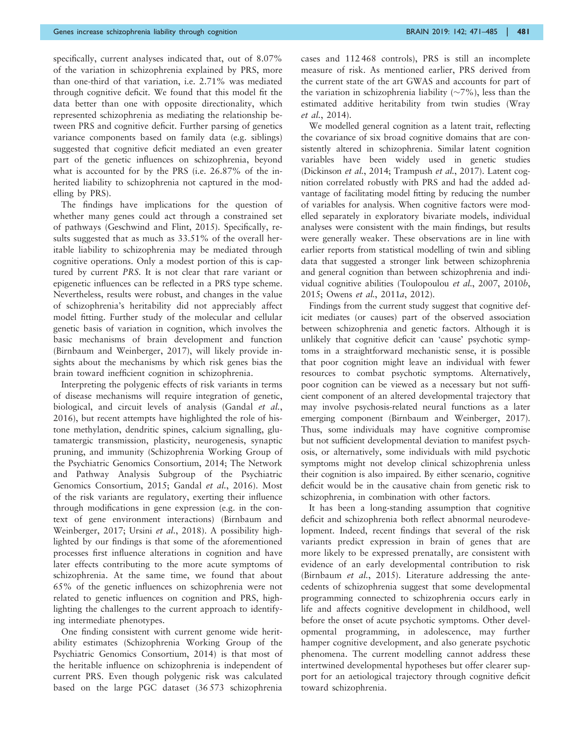specifically, current analyses indicated that, out of 8.07% of the variation in schizophrenia explained by PRS, more than one-third of that variation, i.e. 2.71% was mediated through cognitive deficit. We found that this model fit the data better than one with opposite directionality, which represented schizophrenia as mediating the relationship between PRS and cognitive deficit. Further parsing of genetics variance components based on family data (e.g. siblings) suggested that cognitive deficit mediated an even greater part of the genetic influences on schizophrenia, beyond what is accounted for by the PRS (i.e. 26.87% of the inherited liability to schizophrenia not captured in the modelling by PRS).

The findings have implications for the question of whether many genes could act through a constrained set of pathways (Geschwind and Flint, 2015). Specifically, results suggested that as much as 33.51% of the overall heritable liability to schizophrenia may be mediated through cognitive operations. Only a modest portion of this is captured by current *PRS*. It is not clear that rare variant or epigenetic influences can be reflected in a PRS type scheme. Nevertheless, results were robust, and changes in the value of schizophrenia's heritability did not appreciably affect model fitting. Further study of the molecular and cellular genetic basis of variation in cognition, which involves the basic mechanisms of brain development and function (Birnbaum and Weinberger, 2017), will likely provide insights about the mechanisms by which risk genes bias the brain toward inefficient cognition in schizophrenia.

Interpreting the polygenic effects of risk variants in terms of disease mechanisms will require integration of genetic, biological, and circuit levels of analysis (Gandal *et al.*, 2016), but recent attempts have highlighted the role of histone methylation, dendritic spines, calcium signalling, glutamatergic transmission, plasticity, neurogenesis, synaptic pruning, and immunity (Schizophrenia Working Group of the Psychiatric Genomics Consortium, 2014; The Network and Pathway Analysis Subgroup of the Psychiatric Genomics Consortium, 2015; Gandal *et al.*, 2016). Most of the risk variants are regulatory, exerting their influence through modifications in gene expression (e.g. in the context of gene environment interactions) (Birnbaum and Weinberger, 2017; Ursini *et al.*, 2018). A possibility highlighted by our findings is that some of the aforementioned processes first influence alterations in cognition and have later effects contributing to the more acute symptoms of schizophrenia. At the same time, we found that about 65% of the genetic influences on schizophrenia were not related to genetic influences on cognition and PRS, highlighting the challenges to the current approach to identifying intermediate phenotypes.

One finding consistent with current genome wide heritability estimates (Schizophrenia Working Group of the Psychiatric Genomics Consortium, 2014) is that most of the heritable influence on schizophrenia is independent of current PRS. Even though polygenic risk was calculated based on the large PGC dataset (36 573 schizophrenia cases and 112 468 controls), PRS is still an incomplete measure of risk. As mentioned earlier, PRS derived from the current state of the art GWAS and accounts for part of the variation in schizophrenia liability (~7%), less than the estimated additive heritability from twin studies (Wray *et al.*, 2014).

We modelled general cognition as a latent trait, reflecting the covariance of six broad cognitive domains that are consistently altered in schizophrenia. Similar latent cognition variables have been widely used in genetic studies (Dickinson *et al.*, 2014; Trampush *et al.*, 2017). Latent cognition correlated robustly with PRS and had the added advantage of facilitating model fitting by reducing the number of variables for analysis. When cognitive factors were modelled separately in exploratory bivariate models, individual analyses were consistent with the main findings, but results were generally weaker. These observations are in line with earlier reports from statistical modelling of twin and sibling data that suggested a stronger link between schizophrenia and general cognition than between schizophrenia and individual cognitive abilities (Toulopoulou *et al.*, 2007, 2010*b*, 2015; Owens *et al.*, 2011*a*, 2012).

Findings from the current study suggest that cognitive deficit mediates (or causes) part of the observed association between schizophrenia and genetic factors. Although it is unlikely that cognitive deficit can 'cause' psychotic symptoms in a straightforward mechanistic sense, it is possible that poor cognition might leave an individual with fewer resources to combat psychotic symptoms. Alternatively, poor cognition can be viewed as a necessary but not sufficient component of an altered developmental trajectory that may involve psychosis-related neural functions as a later emerging component (Birnbaum and Weinberger, 2017). Thus, some individuals may have cognitive compromise but not sufficient developmental deviation to manifest psychosis, or alternatively, some individuals with mild psychotic symptoms might not develop clinical schizophrenia unless their cognition is also impaired. By either scenario, cognitive deficit would be in the causative chain from genetic risk to schizophrenia, in combination with other factors.

It has been a long-standing assumption that cognitive deficit and schizophrenia both reflect abnormal neurodevelopment. Indeed, recent findings that several of the risk variants predict expression in brain of genes that are more likely to be expressed prenatally, are consistent with evidence of an early developmental contribution to risk (Birnbaum *et al.*, 2015). Literature addressing the antecedents of schizophrenia suggest that some developmental programming connected to schizophrenia occurs early in life and affects cognitive development in childhood, well before the onset of acute psychotic symptoms. Other developmental programming, in adolescence, may further hamper cognitive development, and also generate psychotic phenomena. The current modelling cannot address these intertwined developmental hypotheses but offer clearer support for an aetiological trajectory through cognitive deficit toward schizophrenia.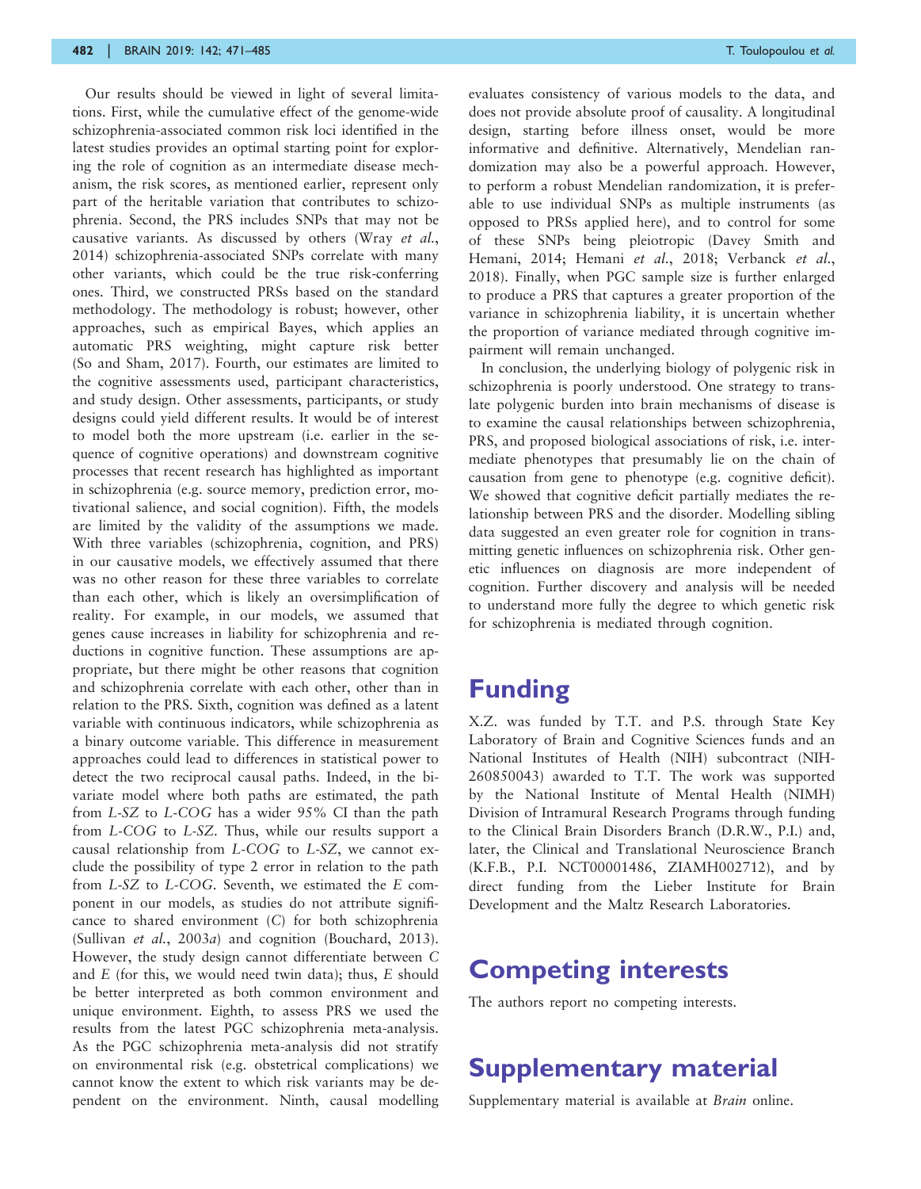Our results should be viewed in light of several limitations. First, while the cumulative effect of the genome-wide schizophrenia-associated common risk loci identified in the latest studies provides an optimal starting point for exploring the role of cognition as an intermediate disease mechanism, the risk scores, as mentioned earlier, represent only part of the heritable variation that contributes to schizophrenia. Second, the PRS includes SNPs that may not be causative variants. As discussed by others (Wray *et al.*, 2014) schizophrenia-associated SNPs correlate with many other variants, which could be the true risk-conferring ones. Third, we constructed PRSs based on the standard methodology. The methodology is robust; however, other approaches, such as empirical Bayes, which applies an automatic PRS weighting, might capture risk better (So and Sham, 2017). Fourth, our estimates are limited to the cognitive assessments used, participant characteristics, and study design. Other assessments, participants, or study designs could yield different results. It would be of interest to model both the more upstream (i.e. earlier in the sequence of cognitive operations) and downstream cognitive processes that recent research has highlighted as important in schizophrenia (e.g. source memory, prediction error, motivational salience, and social cognition). Fifth, the models are limited by the validity of the assumptions we made. With three variables (schizophrenia, cognition, and PRS) in our causative models, we effectively assumed that there was no other reason for these three variables to correlate than each other, which is likely an oversimplification of reality. For example, in our models, we assumed that genes cause increases in liability for schizophrenia and reductions in cognitive function. These assumptions are appropriate, but there might be other reasons that cognition and schizophrenia correlate with each other, other than in relation to the PRS. Sixth, cognition was defined as a latent variable with continuous indicators, while schizophrenia as a binary outcome variable. This difference in measurement approaches could lead to differences in statistical power to detect the two reciprocal causal paths. Indeed, in the bivariate model where both paths are estimated, the path from *L-SZ* to *L-COG* has a wider 95% CI than the path from *L-COG* to *L-SZ*. Thus, while our results support a causal relationship from *L-COG* to *L-SZ*, we cannot exclude the possibility of type 2 error in relation to the path from *L-SZ* to *L-COG*. Seventh, we estimated the *E* component in our models, as studies do not attribute significance to shared environment (*C*) for both schizophrenia (Sullivan *et al.*, 2003*a*) and cognition (Bouchard, 2013). However, the study design cannot differentiate between *C* and *E* (for this, we would need twin data); thus, *E* should be better interpreted as both common environment and unique environment. Eighth, to assess PRS we used the results from the latest PGC schizophrenia meta-analysis. As the PGC schizophrenia meta-analysis did not stratify on environmental risk (e.g. obstetrical complications) we cannot know the extent to which risk variants may be dependent on the environment. Ninth, causal modelling evaluates consistency of various models to the data, and does not provide absolute proof of causality. A longitudinal design, starting before illness onset, would be more informative and definitive. Alternatively, Mendelian randomization may also be a powerful approach. However, to perform a robust Mendelian randomization, it is preferable to use individual SNPs as multiple instruments (as opposed to PRSs applied here), and to control for some of these SNPs being pleiotropic (Davey Smith and Hemani, 2014; Hemani *et al.*, 2018; Verbanck *et al.*, 2018). Finally, when PGC sample size is further enlarged to produce a PRS that captures a greater proportion of the variance in schizophrenia liability, it is uncertain whether the proportion of variance mediated through cognitive impairment will remain unchanged.

In conclusion, the underlying biology of polygenic risk in schizophrenia is poorly understood. One strategy to translate polygenic burden into brain mechanisms of disease is to examine the causal relationships between schizophrenia, PRS, and proposed biological associations of risk, i.e. intermediate phenotypes that presumably lie on the chain of causation from gene to phenotype (e.g. cognitive deficit). We showed that cognitive deficit partially mediates the relationship between PRS and the disorder. Modelling sibling data suggested an even greater role for cognition in transmitting genetic influences on schizophrenia risk. Other genetic influences on diagnosis are more independent of cognition. Further discovery and analysis will be needed to understand more fully the degree to which genetic risk for schizophrenia is mediated through cognition.

# Funding

X.Z. was funded by T.T. and P.S. through State Key Laboratory of Brain and Cognitive Sciences funds and an National Institutes of Health (NIH) subcontract (NIH-260850043) awarded to T.T. The work was supported by the National Institute of Mental Health (NIMH) Division of Intramural Research Programs through funding to the Clinical Brain Disorders Branch (D.R.W., P.I.) and, later, the Clinical and Translational Neuroscience Branch (K.F.B., P.I. NCT00001486, ZIAMH002712), and by direct funding from the Lieber Institute for Brain Development and the Maltz Research Laboratories.

# Competing interests

The authors report no competing interests.

# Supplementary material

Supplementary material is available at *Brain* online.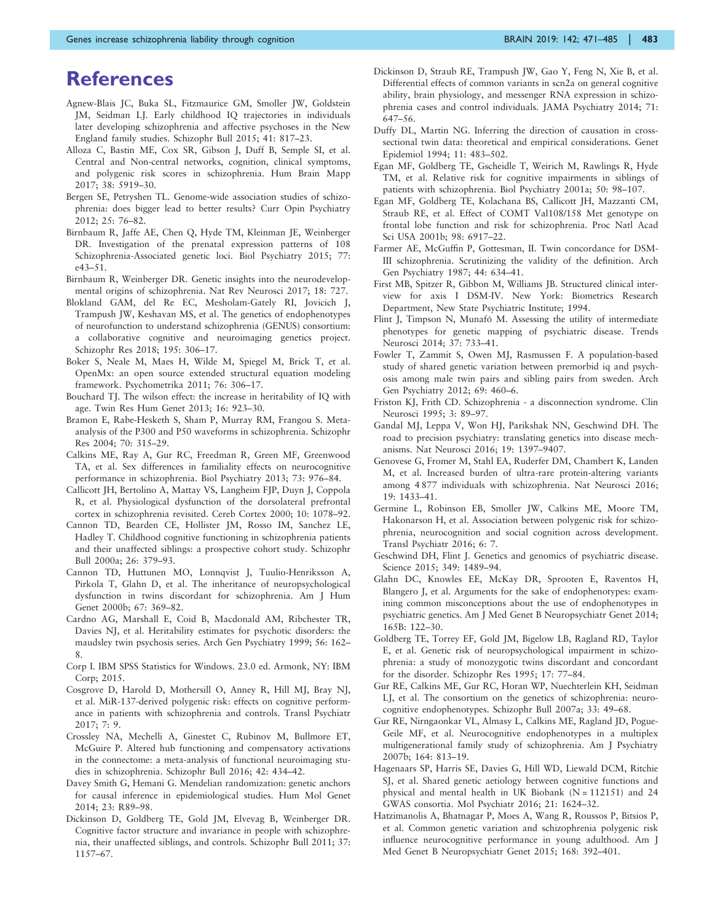# References

Agnew-Blais JC, Buka SL, Fitzmaurice GM, Smoller JW, Goldstein JM, Seidman LJ. Early childhood IQ trajectories in individuals later developing schizophrenia and affective psychoses in the New England family studies. Schizophr Bull 2015; 41: 817–23.

Alloza C, Bastin ME, Cox SR, Gibson J, Duff B, Semple SI, et al. Central and Non-central networks, cognition, clinical symptoms, and polygenic risk scores in schizophrenia. Hum Brain Mapp 2017; 38: 5919–30.

Bergen SE, Petryshen TL. Genome-wide association studies of schizophrenia: does bigger lead to better results? Curr Opin Psychiatry 2012; 25: 76–82.

Birnbaum R, Jaffe AE, Chen Q, Hyde TM, Kleinman JE, Weinberger DR. Investigation of the prenatal expression patterns of 108 Schizophrenia-Associated genetic loci. Biol Psychiatry 2015; 77: e43–51.

Birnbaum R, Weinberger DR. Genetic insights into the neurodevelopmental origins of schizophrenia. Nat Rev Neurosci 2017; 18: 727.

Blokland GAM, del Re EC, Mesholam-Gately RI, Jovicich J, Trampush JW, Keshavan MS, et al. The genetics of endophenotypes of neurofunction to understand schizophrenia (GENUS) consortium: a collaborative cognitive and neuroimaging genetics project. Schizophr Res 2018; 195: 306–17.

Boker S, Neale M, Maes H, Wilde M, Spiegel M, Brick T, et al. OpenMx: an open source extended structural equation modeling framework. Psychometrika 2011; 76: 306–17.

Bouchard TJ. The wilson effect: the increase in heritability of IQ with age. Twin Res Hum Genet 2013; 16: 923–30.

Bramon E, Rabe-Hesketh S, Sham P, Murray RM, Frangou S. Meta-analysis of the P300 and P50 waveforms in schizophrenia. Schizophr Res 2004; 70: 315–29.

Calkins ME, Ray A, Gur RC, Freedman R, Green MF, Greenwood TA, et al. Sex differences in familiality effects on neurocognitive performance in schizophrenia. Biol Psychiatry 2013; 73: 976–84.

Callicott JH, Bertolino A, Mattay VS, Langheim FJP, Duyn J, Coppola R, et al. Physiological dysfunction of the dorsolateral prefrontal cortex in schizophrenia revisited. Cereb Cortex 2000; 10: 1078–92.

Cannon TD, Bearden CE, Hollister JM, Rosso IM, Sanchez LE, Hadley T. Childhood cognitive functioning in schizophrenia patients and their unaffected siblings: a prospective cohort study. Schizophr Bull 2000a; 26: 379–93.

Cannon TD, Huttunen MO, Lonnqvist J, Tuulio-Henriksson A, Pirkola T, Glahn D, et al. The inheritance of neuropsychological dysfunction in twins discordant for schizophrenia. Am J Hum Genet 2000b; 67: 369–82.

Cardno AG, Marshall E, Coid B, Macdonald AM, Ribchester TR, Davies NJ, et al. Heritability estimates for psychotic disorders: the maudsley twin psychosis series. Arch Gen Psychiatry 1999; 56: 162–8.

Corp I. IBM SPSS Statistics for Windows. 23.0 ed. Armonk, NY: IBM Corp; 2015.

Cosgrove D, Harold D, Mothersill O, Anney R, Hill MJ, Bray NJ, et al. MiR-137-derived polygenic risk: effects on cognitive performance in patients with schizophrenia and controls. Transl Psychiatr 2017; 7: 9.

Crossley NA, Mechelli A, Ginestet C, Rubinov M, Bullmore ET, McGuire P. Altered hub functioning and compensatory activations in the connectome: a meta-analysis of functional neuroimaging studies in schizophrenia. Schizophr Bull 2016; 42: 434–42.

Davey Smith G, Hemani G. Mendelian randomization: genetic anchors for causal inference in epidemiological studies. Hum Mol Genet 2014; 23: R89–98.

Dickinson D, Goldberg TE, Gold JM, Elvevag B, Weinberger DR. Cognitive factor structure and invariance in people with schizophrenia, their unaffected siblings, and controls. Schizophr Bull 2011; 37: 1157–67.

Dickinson D, Straub RE, Trampush JW, Gao Y, Feng N, Xie B, et al. Differential effects of common variants in scn2a on general cognitive ability, brain physiology, and messenger RNA expression in schizophrenia cases and control individuals. JAMA Psychiatry 2014; 71: 647–56.

Duffy DL, Martin NG. Inferring the direction of causation in cross-sectional twin data: theoretical and empirical considerations. Genet Epidemiol 1994; 11: 483–502.

Egan MF, Goldberg TE, Gscheidle T, Weirich M, Rawlings R, Hyde TM, et al. Relative risk for cognitive impairments in siblings of patients with schizophrenia. Biol Psychiatry 2001a; 50: 98–107.

Egan MF, Goldberg TE, Kolachana BS, Callicott JH, Mazzanti CM, Straub RE, et al. Effect of COMT Val108/158 Met genotype on frontal lobe function and risk for schizophrenia. Proc Natl Acad Sci USA 2001b; 98: 6917–22.

Farmer AE, McGuffin P, Gottesman, II. Twin concordance for DSM-III schizophrenia. Scrutinizing the validity of the definition. Arch Gen Psychiatry 1987; 44: 634–41.

First MB, Spitzer R, Gibbon M, Williams JB. Structured clinical interview for axis I DSM-IV. New York: Biometrics Research Department, New State Psychiatric Institute; 1994.

Flint J, Timpson N, Munafò M. Assessing the utility of intermediate phenotypes for genetic mapping of psychiatric disease. Trends Neurosci 2014; 37: 733–41.

Fowler T, Zammit S, Owen MJ, Rasmussen F. A population-based study of shared genetic variation between premorbid iq and psychosis among male twin pairs and sibling pairs from sweden. Arch Gen Psychiatry 2012; 69: 460–6.

Friston KJ, Frith CD. Schizophrenia - a disconnection syndrome. Clin Neurosci 1995; 3: 89–97.

Gandal MJ, Leppa V, Won HJ, Parikshak NN, Geschwind DH. The road to precision psychiatry: translating genetics into disease mechanisms. Nat Neurosci 2016; 19: 1397–9407.

Genovese G, Fromer M, Stahl EA, Ruderfer DM, Chambert K, Landen M, et al. Increased burden of ultra-rare protein-altering variants among 4 877 individuals with schizophrenia. Nat Neurosci 2016; 19: 1433–41.

Germine L, Robinson EB, Smoller JW, Calkins ME, Moore TM, Hakonarson H, et al. Association between polygenic risk for schizophrenia, neurocognition and social cognition across development. Transl Psychiatr 2016; 6: 7.

Geschwind DH, Flint J. Genetics and genomics of psychiatric disease. Science 2015; 349: 1489–94.

Glahn DC, Knowles EE, McKay DR, Sprooten E, Raventos H, Blangero J, et al. Arguments for the sake of endophenotypes: examining common misconceptions about the use of endophenotypes in psychiatric genetics. Am J Med Genet B Neuropsychiatr Genet 2014; 165B: 122–30.

Goldberg TE, Torrey EF, Gold JM, Bigelow LB, Ragland RD, Taylor E, et al. Genetic risk of neuropsychological impairment in schizophrenia: a study of monozygotic twins discordant and concordant for the disorder. Schizophr Res 1995; 17: 77–84.

Gur RE, Calkins ME, Gur RC, Horan WP, Nuechterlein KH, Seidman LJ, et al. The consortium on the genetics of schizophrenia: neurocognitive endophenotypes. Schizophr Bull 2007a; 33: 49–68.

Gur RE, Nirngaonkar VL, Almasy L, Calkins ME, Ragland JD, Pogue-Geile MF, et al. Neurocognitive endophenotypes in a multiplex multigenerational family study of schizophrenia. Am J Psychiatry 2007b; 164: 813–19.

Hagenaars SP, Harris SE, Davies G, Hill WD, Liewald DCM, Ritchie SJ, et al. Shared genetic aetiology between cognitive functions and physical and mental health in UK Biobank (N = 112151) and 24 GWAS consortia. Mol Psychiatr 2016; 21: 1624–32.

Hatzimanolis A, Bhatnagar P, Moes A, Wang R, Roussos P, Bitsios P, et al. Common genetic variation and schizophrenia polygenic risk influence neurocognitive performance in young adulthood. Am J Med Genet B Neuropsychiatr Genet 2015; 168: 392–401.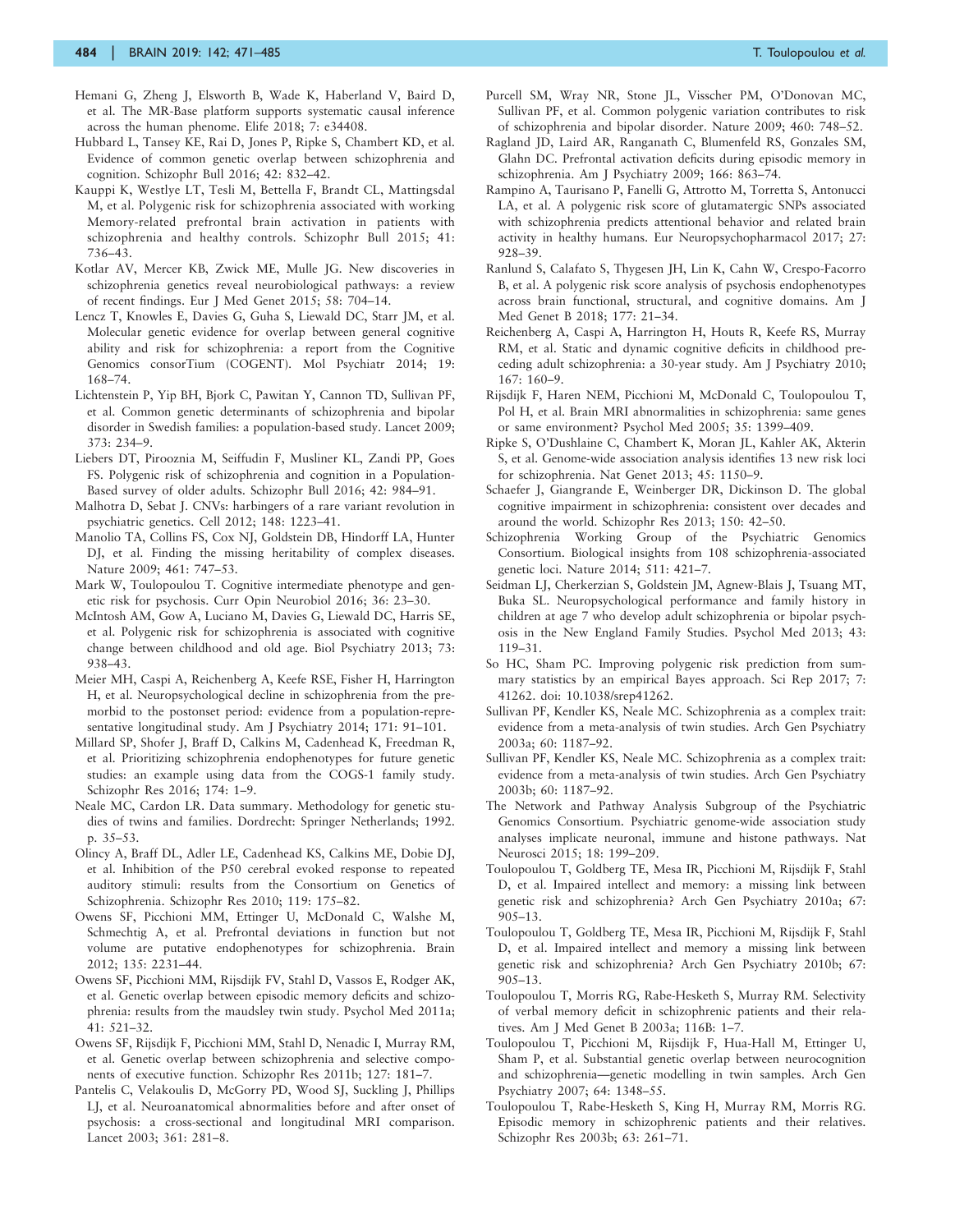Hemani G, Zheng J, Elsworth B, Wade K, Haberland V, Baird D, et al. The MR-Base platform supports systematic causal inference across the human phenome. Elife 2018; 7: e34408.

Hubbard L, Tansey KE, Rai D, Jones P, Ripke S, Chambert KD, et al. Evidence of common genetic overlap between schizophrenia and cognition. Schizophr Bull 2016; 42: 832–42.

Kauppi K, Westlye LT, Tesli M, Bettella F, Brandt CL, Mattingsdal M, et al. Polygenic risk for schizophrenia associated with working Memory-related prefrontal brain activation in patients with schizophrenia and healthy controls. Schizophr Bull 2015; 41: 736–43.

Kotlar AV, Mercer KB, Zwick ME, Mulle JG. New discoveries in schizophrenia genetics reveal neurobiological pathways: a review of recent findings. Eur J Med Genet 2015; 58: 704–14.

Lencz T, Knowles E, Davies G, Guha S, Liewald DC, Starr JM, et al. Molecular genetic evidence for overlap between general cognitive ability and risk for schizophrenia: a report from the Cognitive Genomics consorTium (COGENT). Mol Psychiatr 2014; 19: 168–74.

Lichtenstein P, Yip BH, Bjork C, Pawitan Y, Cannon TD, Sullivan PF, et al. Common genetic determinants of schizophrenia and bipolar disorder in Swedish families: a population-based study. Lancet 2009; 373: 234–9.

Liebers DT, Pirooznia M, Seiffudin F, Musliner KL, Zandi PP, Goes FS. Polygenic risk of schizophrenia and cognition in a Population-Based survey of older adults. Schizophr Bull 2016; 42: 984–91.

Malhotra D, Sebat J. CNVs: harbingers of a rare variant revolution in psychiatric genetics. Cell 2012; 148: 1223–41.

Manolio TA, Collins FS, Cox NJ, Goldstein DB, Hindorff LA, Hunter DJ, et al. Finding the missing heritability of complex diseases. Nature 2009; 461: 747–53.

Mark W, Toulopoulou T. Cognitive intermediate phenotype and genetic risk for psychosis. Curr Opin Neurobiol 2016; 36: 23–30.

McIntosh AM, Gow A, Luciano M, Davies G, Liewald DC, Harris SE, et al. Polygenic risk for schizophrenia is associated with cognitive change between childhood and old age. Biol Psychiatry 2013; 73: 938–43.

Meier MH, Caspi A, Reichenberg A, Keefe RSE, Fisher H, Harrington H, et al. Neuropsychological decline in schizophrenia from the premorbid to the postonset period: evidence from a population-representative longitudinal study. Am J Psychiatry 2014; 171: 91–101.

Millard SP, Shofer J, Braff D, Calkins M, Cadenhead K, Freedman R, et al. Prioritizing schizophrenia endophenotypes for future genetic studies: an example using data from the COGS-1 family study. Schizophr Res 2016; 174: 1–9.

Neale MC, Cardon LR. Data summary. Methodology for genetic studies of twins and families. Dordrecht: Springer Netherlands; 1992. p. 35–53.

Olincy A, Braff DL, Adler LE, Cadenhead KS, Calkins ME, Dobie DJ, et al. Inhibition of the P50 cerebral evoked response to repeated auditory stimuli: results from the Consortium on Genetics of Schizophrenia. Schizophr Res 2010; 119: 175–82.

Owens SF, Picchioni MM, Ettinger U, McDonald C, Walshe M, Schmechtig A, et al. Prefrontal deviations in function but not volume are putative endophenotypes for schizophrenia. Brain 2012; 135: 2231–44.

Owens SF, Picchioni MM, Rijsdijk FV, Stahl D, Vassos E, Rodger AK, et al. Genetic overlap between episodic memory deficits and schizophrenia: results from the maudsley twin study. Psychol Med 2011a; 41: 521–32.

Owens SF, Rijsdijk F, Picchioni MM, Stahl D, Nenadic I, Murray RM, et al. Genetic overlap between schizophrenia and selective components of executive function. Schizophr Res 2011b; 127: 181–7.

Pantelis C, Velakoulis D, McGorry PD, Wood SJ, Suckling J, Phillips LJ, et al. Neuroanatomical abnormalities before and after onset of psychosis: a cross-sectional and longitudinal MRI comparison. Lancet 2003; 361: 281–8.

Purcell SM, Wray NR, Stone JL, Visscher PM, O'Donovan MC, Sullivan PF, et al. Common polygenic variation contributes to risk of schizophrenia and bipolar disorder. Nature 2009; 460: 748–52.

Ragland JD, Laird AR, Ranganath C, Blumenfeld RS, Gonzales SM, Glahn DC. Prefrontal activation deficits during episodic memory in schizophrenia. Am J Psychiatry 2009; 166: 863–74.

Rampino A, Taurisano P, Fanelli G, Attrotto M, Torretta S, Antonucci LA, et al. A polygenic risk score of glutamatergic SNPs associated with schizophrenia predicts attentional behavior and related brain activity in healthy humans. Eur Neuropsychopharmacol 2017; 27: 928–39.

Ranlund S, Calafato S, Thygesen JH, Lin K, Cahn W, Crespo-Facorro B, et al. A polygenic risk score analysis of psychosis endophenotypes across brain functional, structural, and cognitive domains. Am J Med Genet B 2018; 177: 21–34.

Reichenberg A, Caspi A, Harrington H, Houts R, Keefe RS, Murray RM, et al. Static and dynamic cognitive deficits in childhood preceding adult schizophrenia: a 30-year study. Am J Psychiatry 2010; 167: 160–9.

Rijsdijk F, Haren NEM, Picchioni M, McDonald C, Toulopoulou T, Pol H, et al. Brain MRI abnormalities in schizophrenia: same genes or same environment? Psychol Med 2005; 35: 1399–409.

Ripke S, O'Dushlaine C, Chambert K, Moran JL, Kahler AK, Akterin S, et al. Genome-wide association analysis identifies 13 new risk loci for schizophrenia. Nat Genet 2013; 45: 1150–9.

Schaefer J, Giangrande E, Weinberger DR, Dickinson D. The global cognitive impairment in schizophrenia: consistent over decades and around the world. Schizophr Res 2013; 150: 42–50.

Schizophrenia Working Group of the Psychiatric Genomics Consortium. Biological insights from 108 schizophrenia-associated genetic loci. Nature 2014; 511: 421–7.

Seidman LJ, Cherkerzian S, Goldstein JM, Agnew-Blais J, Tsuang MT, Buka SL. Neuropsychological performance and family history in children at age 7 who develop adult schizophrenia or bipolar psychosis in the New England Family Studies. Psychol Med 2013; 43: 119–31.

So HC, Sham PC. Improving polygenic risk prediction from summary statistics by an empirical Bayes approach. Sci Rep 2017; 7: 41262. doi: 10.1038/srep41262.

Sullivan PF, Kendler KS, Neale MC. Schizophrenia as a complex trait: evidence from a meta-analysis of twin studies. Arch Gen Psychiatry 2003a; 60: 1187–92.

Sullivan PF, Kendler KS, Neale MC. Schizophrenia as a complex trait: evidence from a meta-analysis of twin studies. Arch Gen Psychiatry 2003b; 60: 1187–92.

The Network and Pathway Analysis Subgroup of the Psychiatric Genomics Consortium. Psychiatric genome-wide association study analyses implicate neuronal, immune and histone pathways. Nat Neurosci 2015; 18: 199–209.

Toulopoulou T, Goldberg TE, Mesa IR, Picchioni M, Rijsdijk F, Stahl D, et al. Impaired intellect and memory: a missing link between genetic risk and schizophrenia? Arch Gen Psychiatry 2010a; 67: 905–13.

Toulopoulou T, Goldberg TE, Mesa IR, Picchioni M, Rijsdijk F, Stahl D, et al. Impaired intellect and memory a missing link between genetic risk and schizophrenia? Arch Gen Psychiatry 2010b; 67: 905–13.

Toulopoulou T, Morris RG, Rabe-Hesketh S, Murray RM. Selectivity of verbal memory deficit in schizophrenic patients and their relatives. Am J Med Genet B 2003a; 116B: 1–7.

Toulopoulou T, Picchioni M, Rijsdijk F, Hua-Hall M, Ettinger U, Sham P, et al. Substantial genetic overlap between neurocognition and schizophrenia—genetic modelling in twin samples. Arch Gen Psychiatry 2007; 64: 1348–55.

Toulopoulou T, Rabe-Hesketh S, King H, Murray RM, Morris RG. Episodic memory in schizophrenic patients and their relatives. Schizophr Res 2003b; 63: 261–71.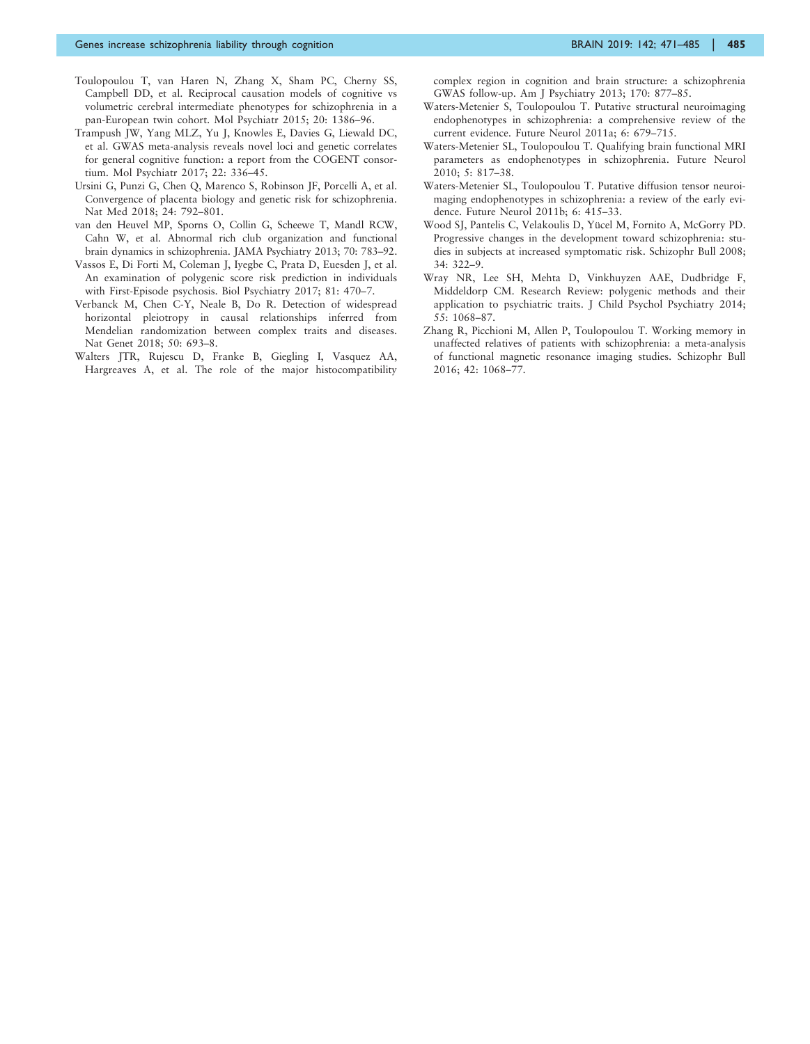Toulopoulou T, van Haren N, Zhang X, Sham PC, Cherny SS, Campbell DD, et al. Reciprocal causation models of cognitive vs volumetric cerebral intermediate phenotypes for schizophrenia in a pan-European twin cohort. Mol Psychiatr 2015; 20: 1386–96.

Trampush JW, Yang MLZ, Yu J, Knowles E, Davies G, Liewald DC, et al. GWAS meta-analysis reveals novel loci and genetic correlates for general cognitive function: a report from the COGENT consortium. Mol Psychiatr 2017; 22: 336–45.

Ursini G, Punzi G, Chen Q, Marenco S, Robinson JF, Porcelli A, et al. Convergence of placenta biology and genetic risk for schizophrenia. Nat Med 2018; 24: 792–801.

van den Heuvel MP, Sporns O, Collin G, Scheewe T, Mandl RCW, Cahn W, et al. Abnormal rich club organization and functional brain dynamics in schizophrenia. JAMA Psychiatry 2013; 70: 783–92.

Vassos E, Di Forti M, Coleman J, Iyegbe C, Prata D, Euesden J, et al. An examination of polygenic score risk prediction in individuals with First-Episode psychosis. Biol Psychiatry 2017; 81: 470–7.

Verbanck M, Chen C-Y, Neale B, Do R. Detection of widespread horizontal pleiotropy in causal relationships inferred from Mendelian randomization between complex traits and diseases. Nat Genet 2018; 50: 693–8.

Walters JTR, Rujescu D, Franke B, Giegling I, Vasquez AA, Hargreaves A, et al. The role of the major histocompatibility complex region in cognition and brain structure: a schizophrenia GWAS follow-up. Am J Psychiatry 2013; 170: 877–85.

Waters-Metenier S, Toulopoulou T. Putative structural neuroimaging endophenotypes in schizophrenia: a comprehensive review of the current evidence. Future Neurol 2011a; 6: 679–715.

Waters-Metenier SL, Toulopoulou T. Qualifying brain functional MRI parameters as endophenotypes in schizophrenia. Future Neurol 2010; 5: 817–38.

Waters-Metenier SL, Toulopoulou T. Putative diffusion tensor neuroimaging endophenotypes in schizophrenia: a review of the early evidence. Future Neurol 2011b; 6: 415–33.

Wood SJ, Pantelis C, Velakoulis D, Yücel M, Fornito A, McGorry PD. Progressive changes in the development toward schizophrenia: studies in subjects at increased symptomatic risk. Schizophr Bull 2008; 34: 322–9.

Wray NR, Lee SH, Mehta D, Vinkhuyzen AAE, Dudbridge F, Middeldorp CM. Research Review: polygenic methods and their application to psychiatric traits. J Child Psychol Psychiatry 2014; 55: 1068–87.

Zhang R, Picchioni M, Allen P, Toulopoulou T. Working memory in unaffected relatives of patients with schizophrenia: a meta-analysis of functional magnetic resonance imaging studies. Schizophr Bull 2016; 42: 1068–77.